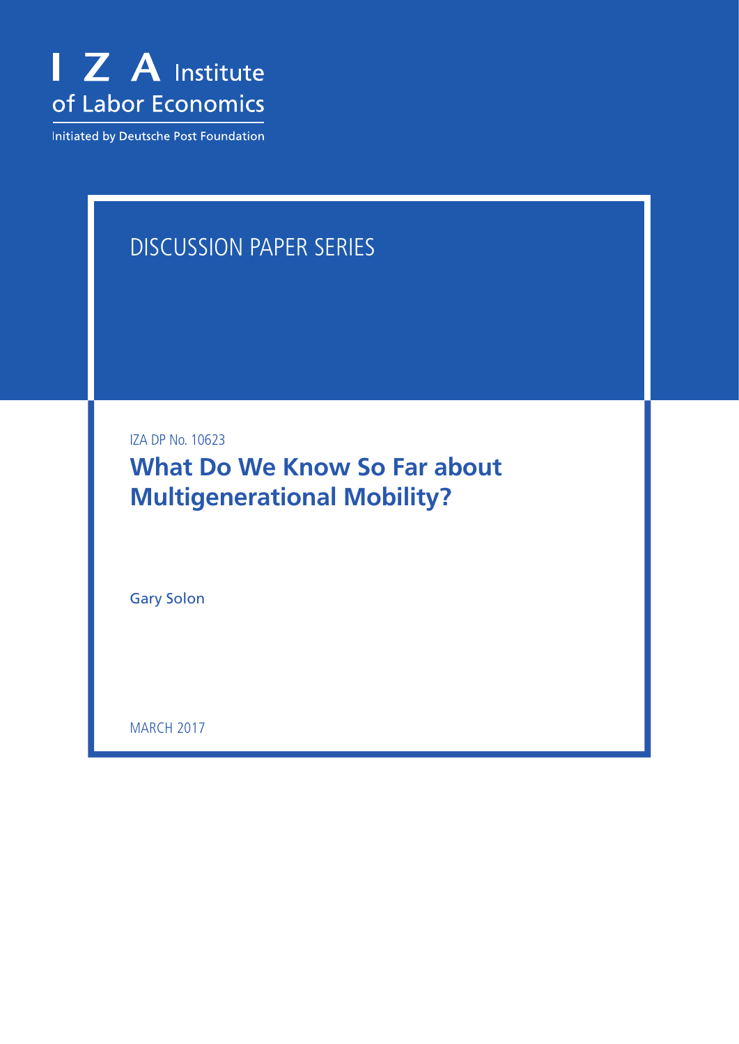I Z A Institute of Labor Economics

Initiated by Deutsche Post Foundation

DISCUSSION PAPER SERIES

IZA DP No. 10623

# What Do We Know So Far about Multigenerational Mobility?

Gary Solon

MARCH 2017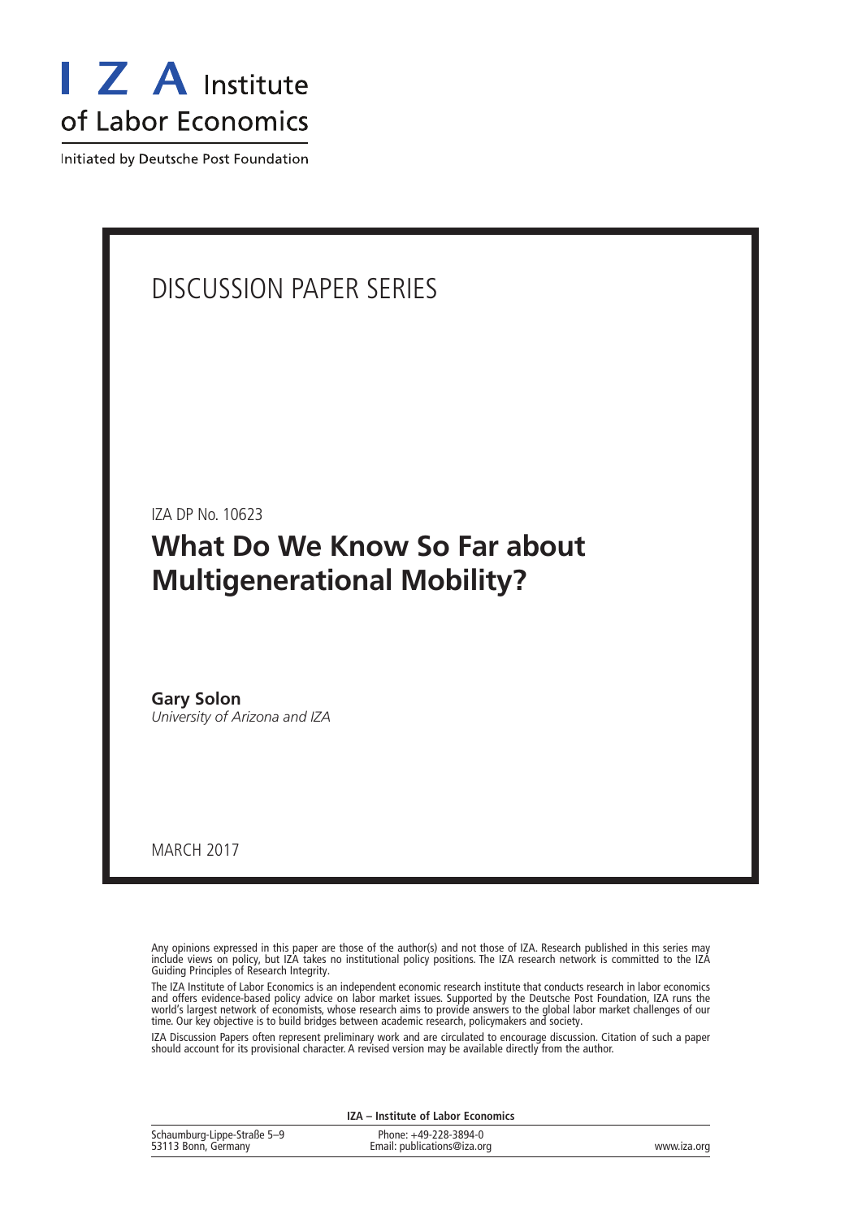# I Z A Institute of Labor Economics

Initiated by Deutsche Post Foundation

DISCUSSION PAPER SERIES

IZA DP No. 10623

## What Do We Know So Far about Multigenerational Mobility?

**Gary Solon**
*University of Arizona and IZA*

MARCH 2017

Any opinions expressed in this paper are those of the author(s) and not those of IZA. Research published in this series may include views on policy, but IZA takes no institutional policy positions. The IZA research network is committed to the IZA Guiding Principles of Research Integrity.

The IZA Institute of Labor Economics is an independent economic research institute that conducts research in labor economics and offers evidence-based policy advice on labor market issues. Supported by the Deutsche Post Foundation, IZA runs the world's largest network of economists, whose research aims to provide answers to the global labor market challenges of our time. Our key objective is to build bridges between academic research, policymakers and society.

IZA Discussion Papers often represent preliminary work and are circulated to encourage discussion. Citation of such a paper should account for its provisional character. A revised version may be available directly from the author.

**IZA – Institute of Labor Economics**

Schaumburg-Lippe-Straße 5–9
53113 Bonn, Germany

Phone: +49-228-3894-0
Email: publications@iza.org

www.iza.org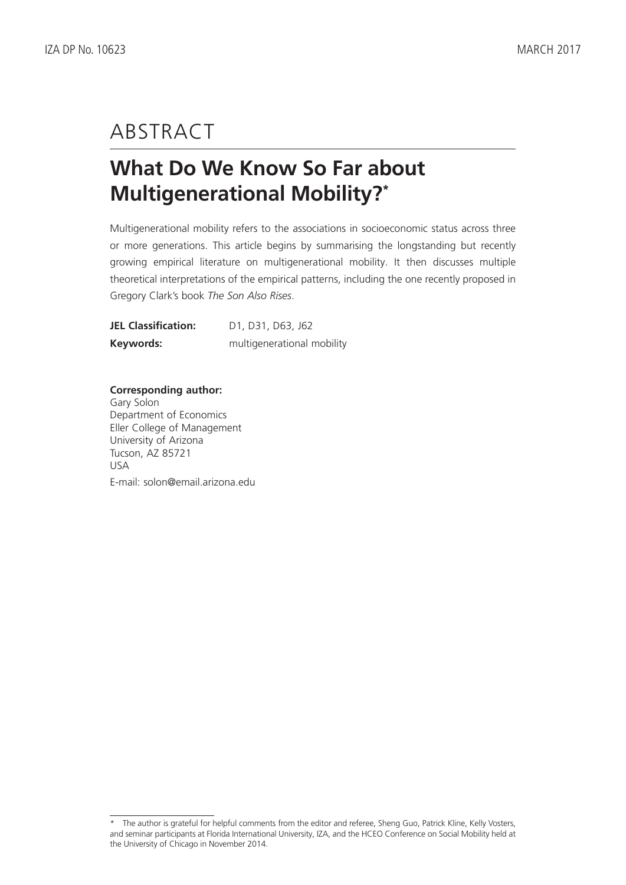# ABSTRACT

## What Do We Know So Far about Multigenerational Mobility?*

Multigenerational mobility refers to the associations in socioeconomic status across three or more generations. This article begins by summarising the longstanding but recently growing empirical literature on multigenerational mobility. It then discusses multiple theoretical interpretations of the empirical patterns, including the one recently proposed in Gregory Clark's book *The Son Also Rises*.

**JEL Classification:** D1, D31, D63, J62

**Keywords:** multigenerational mobility

**Corresponding author:**

Gary Solon
Department of Economics
Eller College of Management
University of Arizona
Tucson, AZ 85721
USA

E-mail: solon@email.arizona.edu

---

\* The author is grateful for helpful comments from the editor and referee, Sheng Guo, Patrick Kline, Kelly Vosters, and seminar participants at Florida International University, IZA, and the HCEO Conference on Social Mobility held at the University of Chicago in November 2014.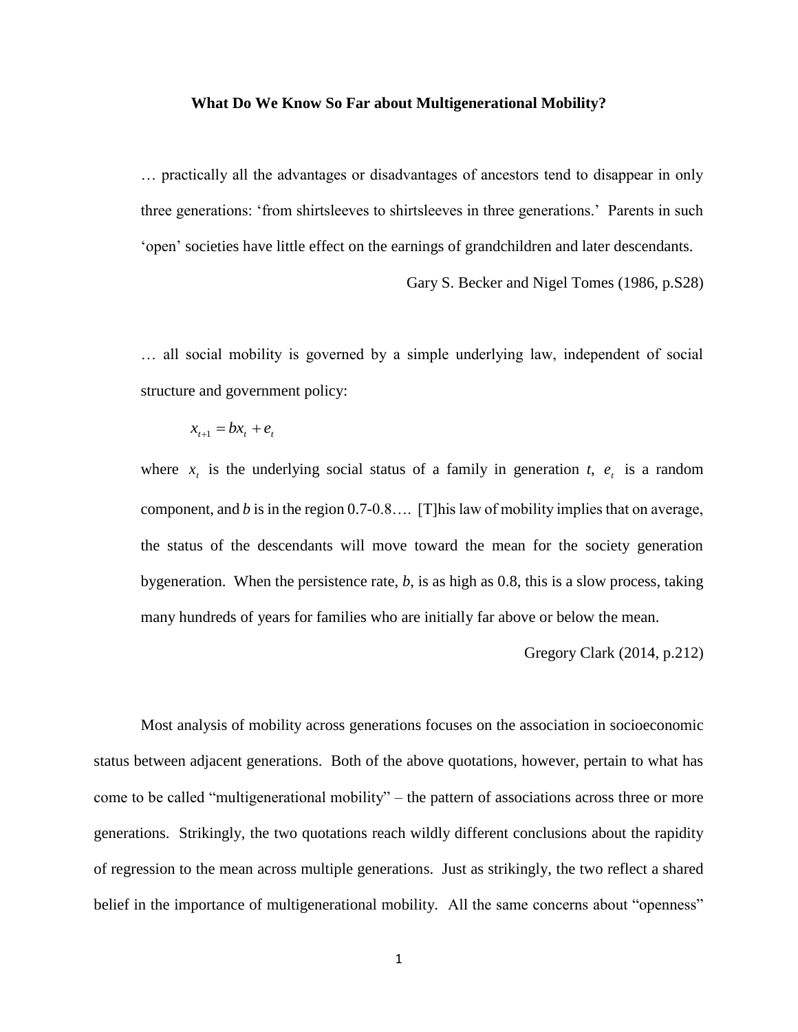**What Do We Know So Far about Multigenerational Mobility?**

> … practically all the advantages or disadvantages of ancestors tend to disappear in only three generations: 'from shirtsleeves to shirtsleeves in three generations.' Parents in such 'open' societies have little effect on the earnings of grandchildren and later descendants.
>
> Gary S. Becker and Nigel Tomes (1986, p.S28)

> … all social mobility is governed by a simple underlying law, independent of social structure and government policy:
>
> $$x_{t+1} = bx_t + e_t$$
>
> where $x_t$ is the underlying social status of a family in generation *t*, $e_t$ is a random component, and *b* is in the region 0.7-0.8…. [T]his law of mobility implies that on average, the status of the descendants will move toward the mean for the society generation bygeneration. When the persistence rate, *b*, is as high as 0.8, this is a slow process, taking many hundreds of years for families who are initially far above or below the mean.
>
> Gregory Clark (2014, p.212)

Most analysis of mobility across generations focuses on the association in socioeconomic status between adjacent generations. Both of the above quotations, however, pertain to what has come to be called "multigenerational mobility" – the pattern of associations across three or more generations. Strikingly, the two quotations reach wildly different conclusions about the rapidity of regression to the mean across multiple generations. Just as strikingly, the two reflect a shared belief in the importance of multigenerational mobility. All the same concerns about "openness"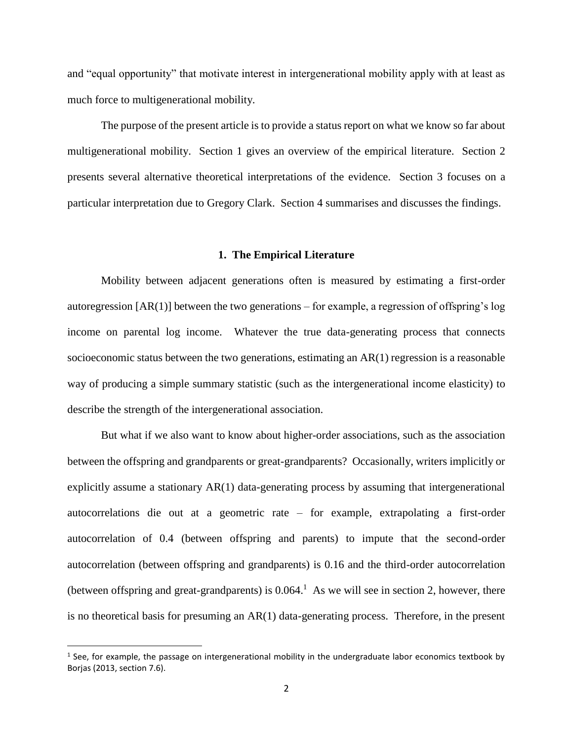and "equal opportunity" that motivate interest in intergenerational mobility apply with at least as much force to multigenerational mobility.

The purpose of the present article is to provide a status report on what we know so far about multigenerational mobility. Section 1 gives an overview of the empirical literature. Section 2 presents several alternative theoretical interpretations of the evidence. Section 3 focuses on a particular interpretation due to Gregory Clark. Section 4 summarises and discusses the findings.

## 1. The Empirical Literature

Mobility between adjacent generations often is measured by estimating a first-order autoregression [AR(1)] between the two generations – for example, a regression of offspring's log income on parental log income. Whatever the true data-generating process that connects socioeconomic status between the two generations, estimating an AR(1) regression is a reasonable way of producing a simple summary statistic (such as the intergenerational income elasticity) to describe the strength of the intergenerational association.

But what if we also want to know about higher-order associations, such as the association between the offspring and grandparents or great-grandparents? Occasionally, writers implicitly or explicitly assume a stationary AR(1) data-generating process by assuming that intergenerational autocorrelations die out at a geometric rate – for example, extrapolating a first-order autocorrelation of 0.4 (between offspring and parents) to impute that the second-order autocorrelation (between offspring and grandparents) is 0.16 and the third-order autocorrelation (between offspring and great-grandparents) is 0.064.[1] As we will see in section 2, however, there is no theoretical basis for presuming an AR(1) data-generating process. Therefore, in the present

[1] See, for example, the passage on intergenerational mobility in the undergraduate labor economics textbook by Borjas (2013, section 7.6).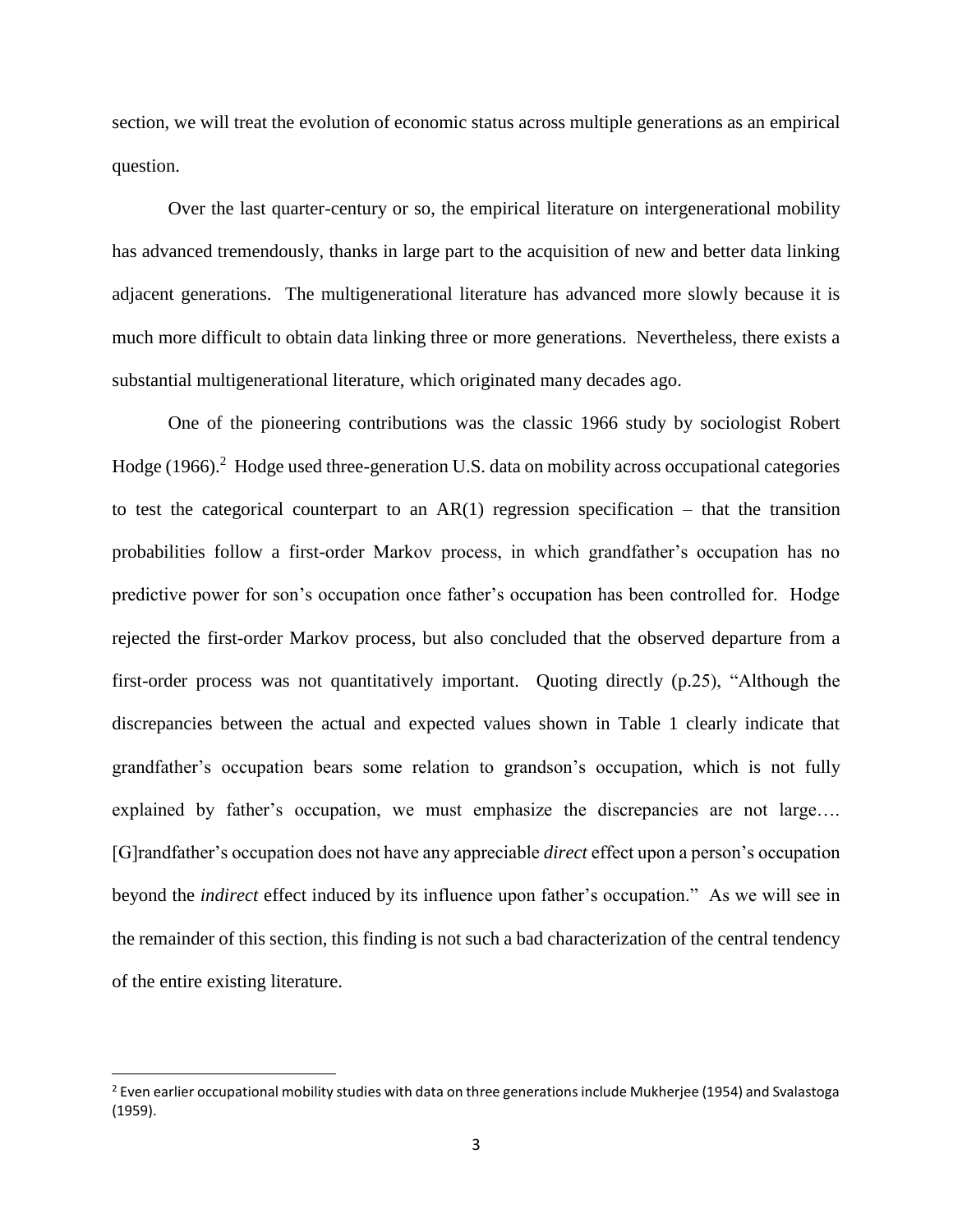section, we will treat the evolution of economic status across multiple generations as an empirical question.

Over the last quarter-century or so, the empirical literature on intergenerational mobility has advanced tremendously, thanks in large part to the acquisition of new and better data linking adjacent generations. The multigenerational literature has advanced more slowly because it is much more difficult to obtain data linking three or more generations. Nevertheless, there exists a substantial multigenerational literature, which originated many decades ago.

One of the pioneering contributions was the classic 1966 study by sociologist Robert Hodge (1966).[2] Hodge used three-generation U.S. data on mobility across occupational categories to test the categorical counterpart to an AR(1) regression specification – that the transition probabilities follow a first-order Markov process, in which grandfather's occupation has no predictive power for son's occupation once father's occupation has been controlled for. Hodge rejected the first-order Markov process, but also concluded that the observed departure from a first-order process was not quantitatively important. Quoting directly (p.25), "Although the discrepancies between the actual and expected values shown in Table 1 clearly indicate that grandfather's occupation bears some relation to grandson's occupation, which is not fully explained by father's occupation, we must emphasize the discrepancies are not large…. [G]randfather's occupation does not have any appreciable *direct* effect upon a person's occupation beyond the *indirect* effect induced by its influence upon father's occupation." As we will see in the remainder of this section, this finding is not such a bad characterization of the central tendency of the entire existing literature.

[2] Even earlier occupational mobility studies with data on three generations include Mukherjee (1954) and Svalastoga (1959).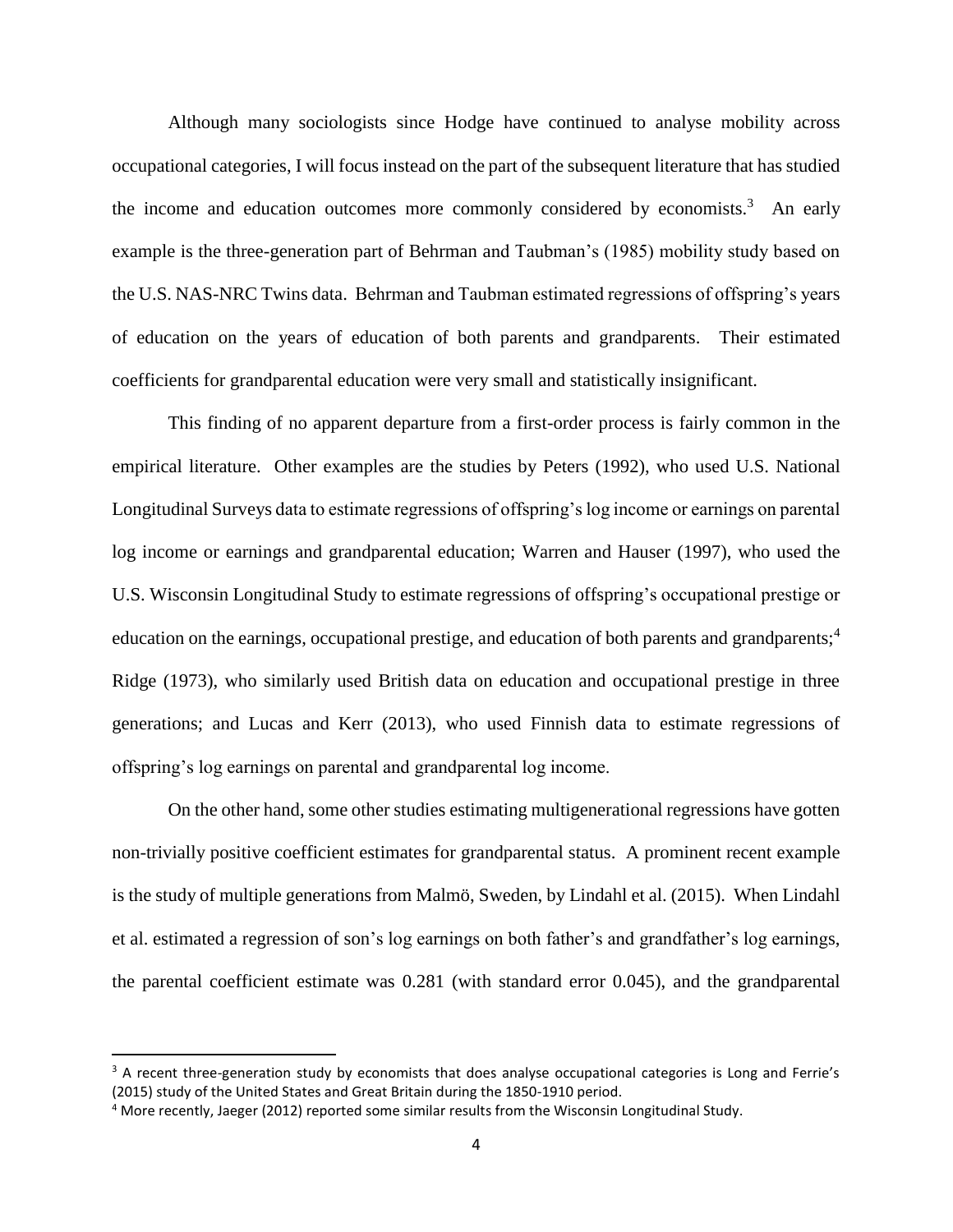Although many sociologists since Hodge have continued to analyse mobility across occupational categories, I will focus instead on the part of the subsequent literature that has studied the income and education outcomes more commonly considered by economists.[3] An early example is the three-generation part of Behrman and Taubman's (1985) mobility study based on the U.S. NAS-NRC Twins data. Behrman and Taubman estimated regressions of offspring's years of education on the years of education of both parents and grandparents. Their estimated coefficients for grandparental education were very small and statistically insignificant.

This finding of no apparent departure from a first-order process is fairly common in the empirical literature. Other examples are the studies by Peters (1992), who used U.S. National Longitudinal Surveys data to estimate regressions of offspring's log income or earnings on parental log income or earnings and grandparental education; Warren and Hauser (1997), who used the U.S. Wisconsin Longitudinal Study to estimate regressions of offspring's occupational prestige or education on the earnings, occupational prestige, and education of both parents and grandparents;[4] Ridge (1973), who similarly used British data on education and occupational prestige in three generations; and Lucas and Kerr (2013), who used Finnish data to estimate regressions of offspring's log earnings on parental and grandparental log income.

On the other hand, some other studies estimating multigenerational regressions have gotten non-trivially positive coefficient estimates for grandparental status. A prominent recent example is the study of multiple generations from Malmö, Sweden, by Lindahl et al. (2015). When Lindahl et al. estimated a regression of son's log earnings on both father's and grandfather's log earnings, the parental coefficient estimate was 0.281 (with standard error 0.045), and the grandparental

---

[3] A recent three-generation study by economists that does analyse occupational categories is Long and Ferrie's (2015) study of the United States and Great Britain during the 1850-1910 period.

[4] More recently, Jaeger (2012) reported some similar results from the Wisconsin Longitudinal Study.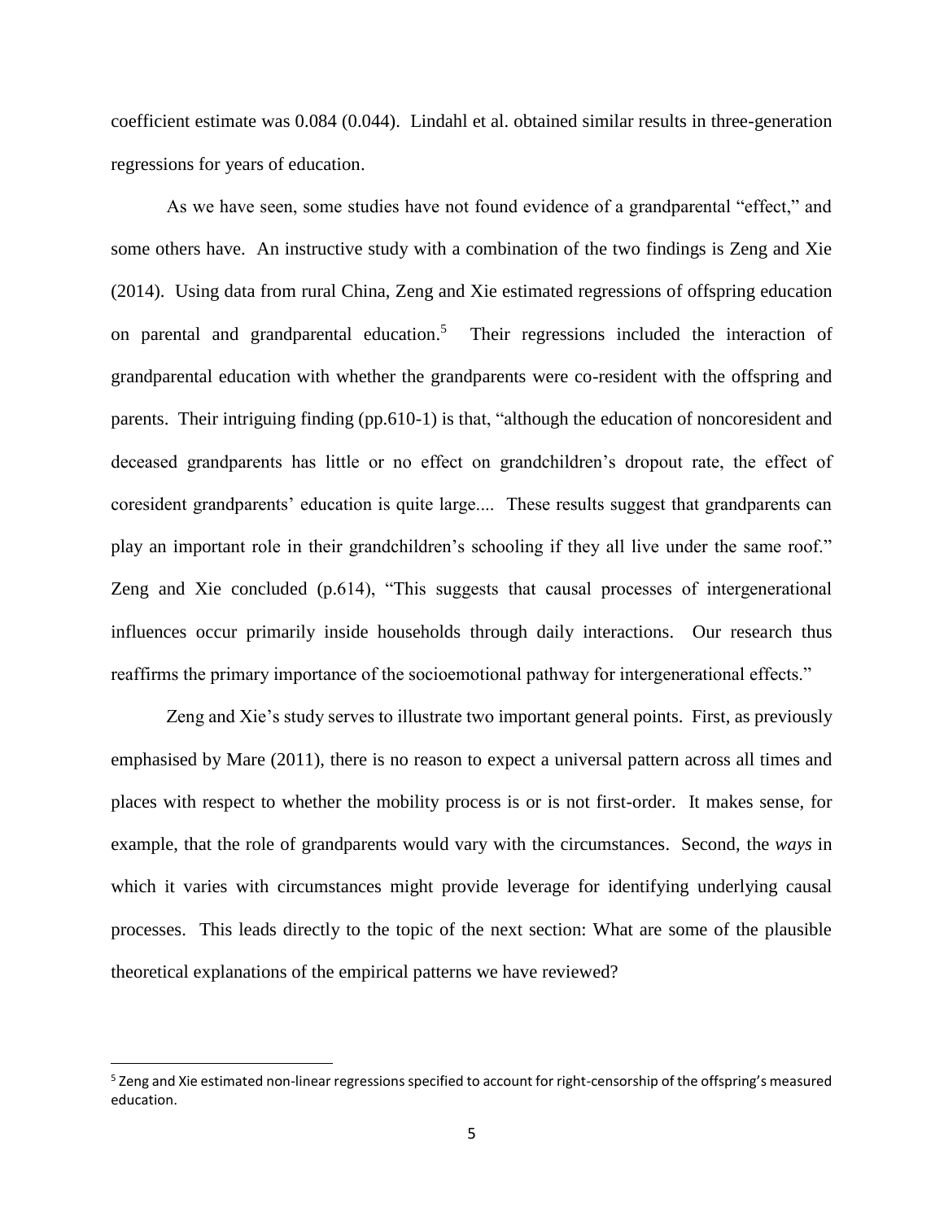coefficient estimate was 0.084 (0.044). Lindahl et al. obtained similar results in three-generation regressions for years of education.

As we have seen, some studies have not found evidence of a grandparental "effect," and some others have. An instructive study with a combination of the two findings is Zeng and Xie (2014). Using data from rural China, Zeng and Xie estimated regressions of offspring education on parental and grandparental education.[5] Their regressions included the interaction of grandparental education with whether the grandparents were co-resident with the offspring and parents. Their intriguing finding (pp.610-1) is that, "although the education of noncoresident and deceased grandparents has little or no effect on grandchildren's dropout rate, the effect of coresident grandparents' education is quite large.... These results suggest that grandparents can play an important role in their grandchildren's schooling if they all live under the same roof." Zeng and Xie concluded (p.614), "This suggests that causal processes of intergenerational influences occur primarily inside households through daily interactions. Our research thus reaffirms the primary importance of the socioemotional pathway for intergenerational effects."

Zeng and Xie's study serves to illustrate two important general points. First, as previously emphasised by Mare (2011), there is no reason to expect a universal pattern across all times and places with respect to whether the mobility process is or is not first-order. It makes sense, for example, that the role of grandparents would vary with the circumstances. Second, the *ways* in which it varies with circumstances might provide leverage for identifying underlying causal processes. This leads directly to the topic of the next section: What are some of the plausible theoretical explanations of the empirical patterns we have reviewed?

[5] Zeng and Xie estimated non-linear regressions specified to account for right-censorship of the offspring's measured education.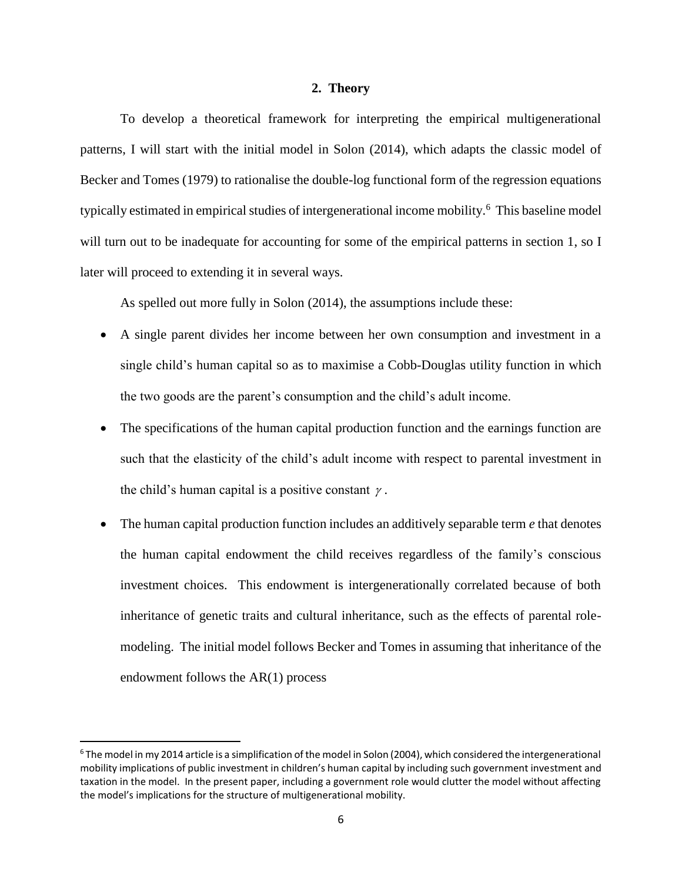## 2. Theory

To develop a theoretical framework for interpreting the empirical multigenerational patterns, I will start with the initial model in Solon (2014), which adapts the classic model of Becker and Tomes (1979) to rationalise the double-log functional form of the regression equations typically estimated in empirical studies of intergenerational income mobility.[6] This baseline model will turn out to be inadequate for accounting for some of the empirical patterns in section 1, so I later will proceed to extending it in several ways.

As spelled out more fully in Solon (2014), the assumptions include these:

- A single parent divides her income between her own consumption and investment in a single child's human capital so as to maximise a Cobb-Douglas utility function in which the two goods are the parent's consumption and the child's adult income.
- The specifications of the human capital production function and the earnings function are such that the elasticity of the child's adult income with respect to parental investment in the child's human capital is a positive constant $\gamma$.
- The human capital production function includes an additively separable term $e$ that denotes the human capital endowment the child receives regardless of the family's conscious investment choices. This endowment is intergenerationally correlated because of both inheritance of genetic traits and cultural inheritance, such as the effects of parental role-modeling. The initial model follows Becker and Tomes in assuming that inheritance of the endowment follows the AR(1) process

[6] The model in my 2014 article is a simplification of the model in Solon (2004), which considered the intergenerational mobility implications of public investment in children's human capital by including such government investment and taxation in the model. In the present paper, including a government role would clutter the model without affecting the model's implications for the structure of multigenerational mobility.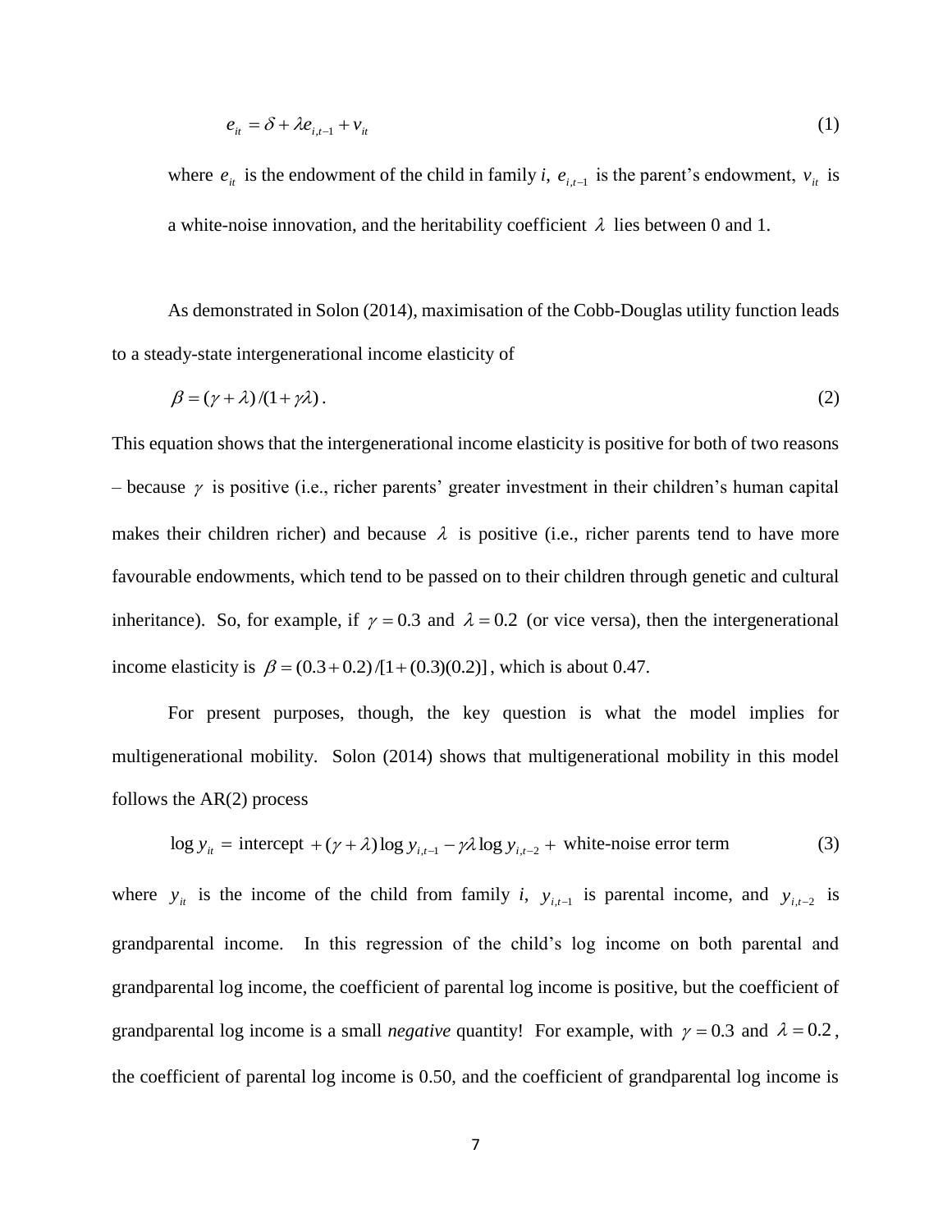$$e_{it} = \delta + \lambda e_{i,t-1} + v_{it} \tag{1}$$

where $e_{it}$ is the endowment of the child in family *i*, $e_{i,t-1}$ is the parent's endowment, $v_{it}$ is a white-noise innovation, and the heritability coefficient $\lambda$ lies between 0 and 1.

As demonstrated in Solon (2014), maximisation of the Cobb-Douglas utility function leads to a steady-state intergenerational income elasticity of

$$\beta = (\gamma + \lambda)/(1 + \gamma\lambda) . \tag{2}$$

This equation shows that the intergenerational income elasticity is positive for both of two reasons – because $\gamma$ is positive (i.e., richer parents' greater investment in their children's human capital makes their children richer) and because $\lambda$ is positive (i.e., richer parents tend to have more favourable endowments, which tend to be passed on to their children through genetic and cultural inheritance). So, for example, if $\gamma = 0.3$ and $\lambda = 0.2$ (or vice versa), then the intergenerational income elasticity is $\beta = (0.3 + 0.2)/[1 + (0.3)(0.2)]$, which is about 0.47.

For present purposes, though, the key question is what the model implies for multigenerational mobility. Solon (2014) shows that multigenerational mobility in this model follows the AR(2) process

$$\log y_{it} = \text{intercept } + (\gamma + \lambda)\log y_{i,t-1} - \gamma\lambda \log y_{i,t-2} + \text{ white-noise error term} \tag{3}$$

where $y_{it}$ is the income of the child from family *i*, $y_{i,t-1}$ is parental income, and $y_{i,t-2}$ is grandparental income. In this regression of the child's log income on both parental and grandparental log income, the coefficient of parental log income is positive, but the coefficient of grandparental log income is a small *negative* quantity! For example, with $\gamma = 0.3$ and $\lambda = 0.2$, the coefficient of parental log income is 0.50, and the coefficient of grandparental log income is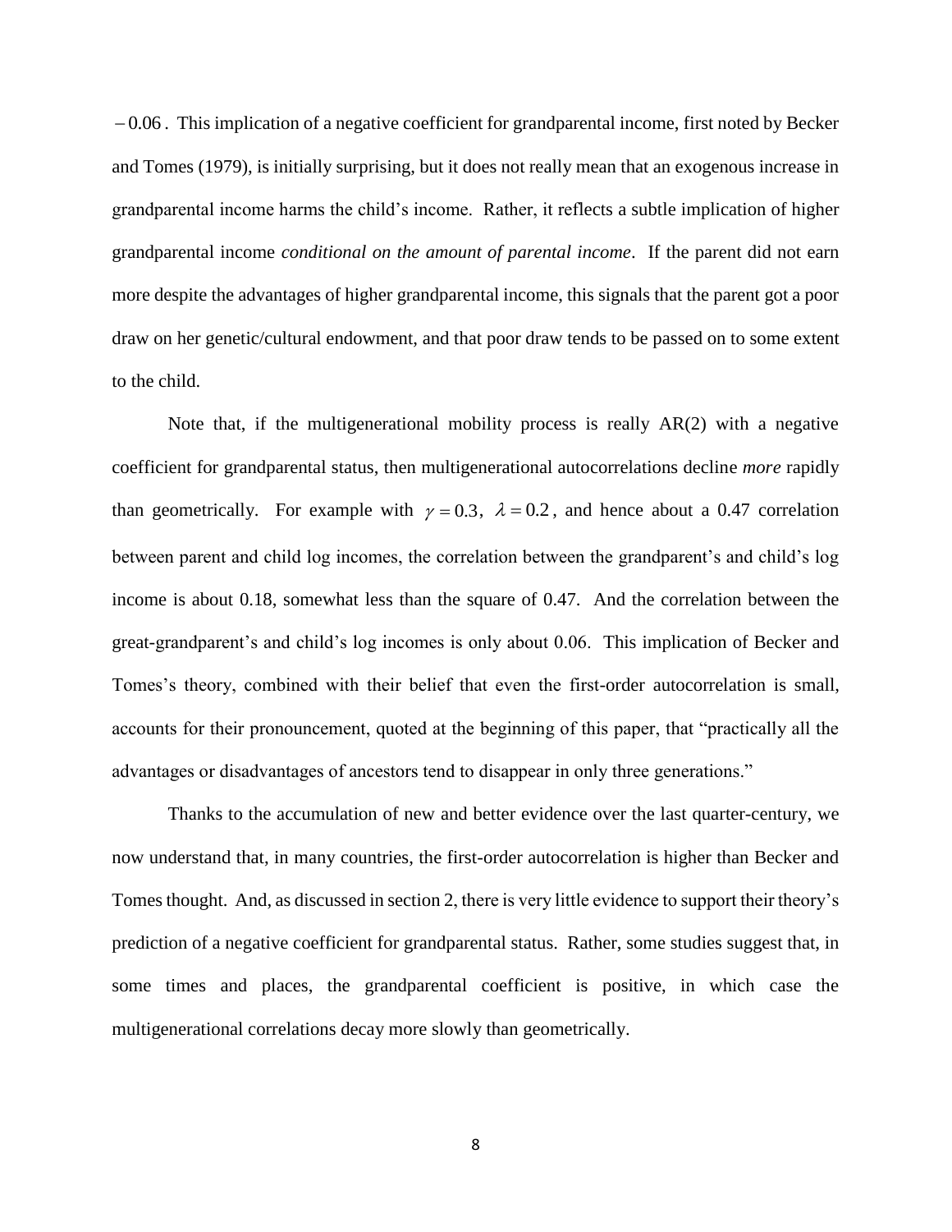$-0.06$. This implication of a negative coefficient for grandparental income, first noted by Becker and Tomes (1979), is initially surprising, but it does not really mean that an exogenous increase in grandparental income harms the child's income. Rather, it reflects a subtle implication of higher grandparental income *conditional on the amount of parental income*. If the parent did not earn more despite the advantages of higher grandparental income, this signals that the parent got a poor draw on her genetic/cultural endowment, and that poor draw tends to be passed on to some extent to the child.

Note that, if the multigenerational mobility process is really AR(2) with a negative coefficient for grandparental status, then multigenerational autocorrelations decline *more* rapidly than geometrically. For example with $\gamma = 0.3$, $\lambda = 0.2$, and hence about a 0.47 correlation between parent and child log incomes, the correlation between the grandparent's and child's log income is about 0.18, somewhat less than the square of 0.47. And the correlation between the great-grandparent's and child's log incomes is only about 0.06. This implication of Becker and Tomes's theory, combined with their belief that even the first-order autocorrelation is small, accounts for their pronouncement, quoted at the beginning of this paper, that "practically all the advantages or disadvantages of ancestors tend to disappear in only three generations."

Thanks to the accumulation of new and better evidence over the last quarter-century, we now understand that, in many countries, the first-order autocorrelation is higher than Becker and Tomes thought. And, as discussed in section 2, there is very little evidence to support their theory's prediction of a negative coefficient for grandparental status. Rather, some studies suggest that, in some times and places, the grandparental coefficient is positive, in which case the multigenerational correlations decay more slowly than geometrically.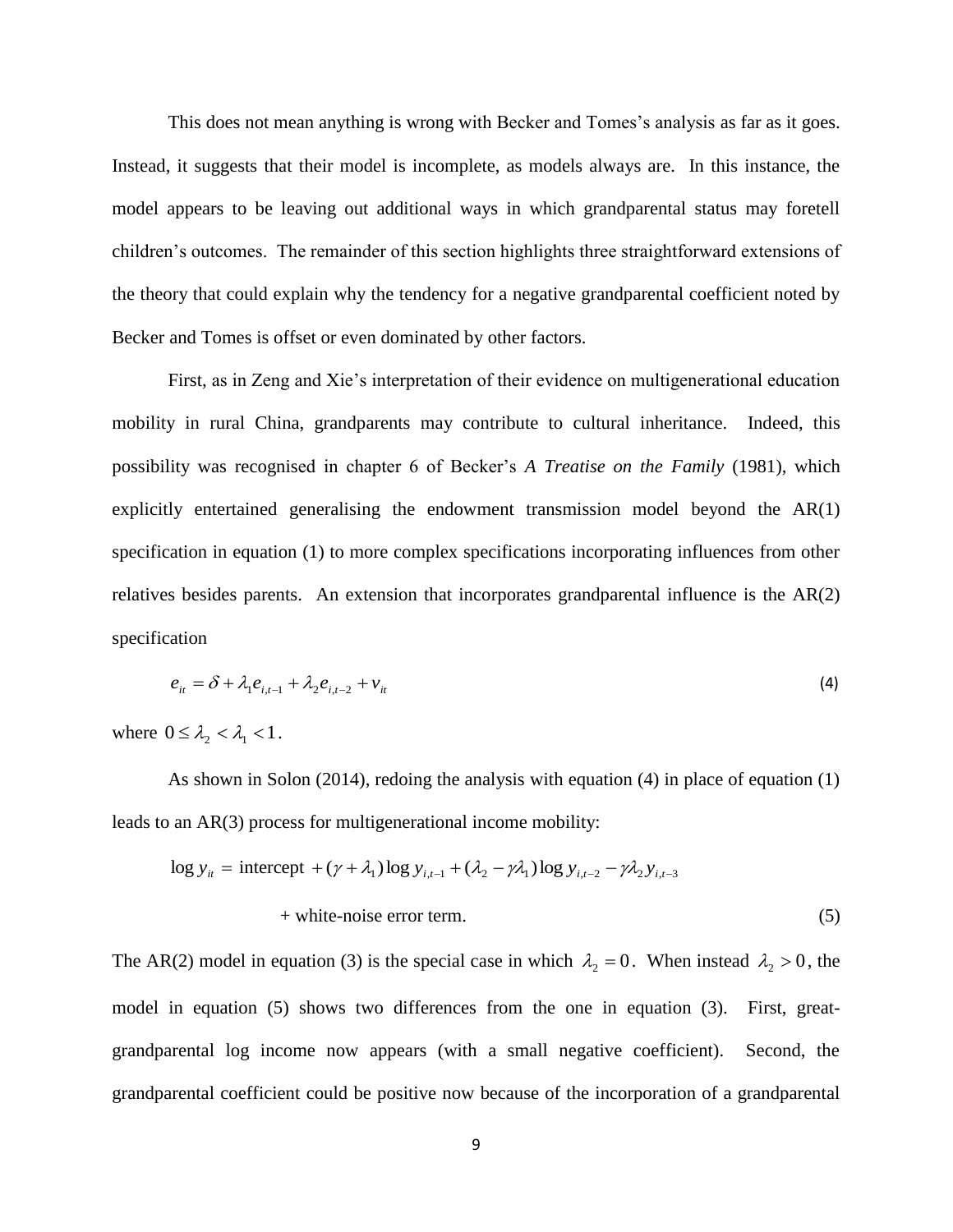This does not mean anything is wrong with Becker and Tomes's analysis as far as it goes. Instead, it suggests that their model is incomplete, as models always are. In this instance, the model appears to be leaving out additional ways in which grandparental status may foretell children's outcomes. The remainder of this section highlights three straightforward extensions of the theory that could explain why the tendency for a negative grandparental coefficient noted by Becker and Tomes is offset or even dominated by other factors.

First, as in Zeng and Xie's interpretation of their evidence on multigenerational education mobility in rural China, grandparents may contribute to cultural inheritance. Indeed, this possibility was recognised in chapter 6 of Becker's *A Treatise on the Family* (1981), which explicitly entertained generalising the endowment transmission model beyond the AR(1) specification in equation (1) to more complex specifications incorporating influences from other relatives besides parents. An extension that incorporates grandparental influence is the AR(2) specification

$$e_{it} = \delta + \lambda_1 e_{i,t-1} + \lambda_2 e_{i,t-2} + v_{it} \tag{4}$$

where $0 \leq \lambda_2 < \lambda_1 < 1$.

As shown in Solon (2014), redoing the analysis with equation (4) in place of equation (1) leads to an AR(3) process for multigenerational income mobility:

$$\log y_{it} = \text{intercept } + (\gamma + \lambda_1)\log y_{i,t-1} + (\lambda_2 - \gamma\lambda_1)\log y_{i,t-2} - \gamma\lambda_2 y_{i,t-3}$$

$$+ \text{ white-noise error term.} \tag{5}$$

The AR(2) model in equation (3) is the special case in which $\lambda_2 = 0$. When instead $\lambda_2 > 0$, the model in equation (5) shows two differences from the one in equation (3). First, great-grandparental log income now appears (with a small negative coefficient). Second, the grandparental coefficient could be positive now because of the incorporation of a grandparental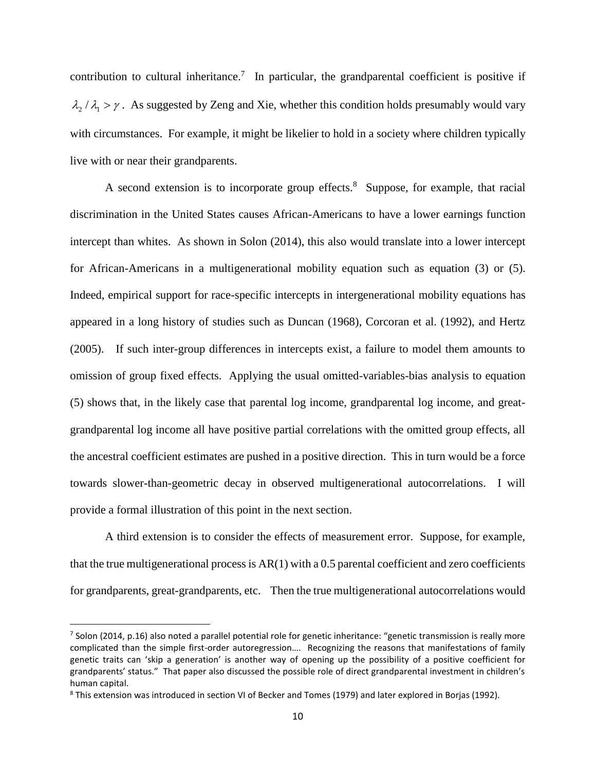contribution to cultural inheritance.[7] In particular, the grandparental coefficient is positive if $\lambda_2 / \lambda_1 > \gamma$. As suggested by Zeng and Xie, whether this condition holds presumably would vary with circumstances. For example, it might be likelier to hold in a society where children typically live with or near their grandparents.

A second extension is to incorporate group effects.[8] Suppose, for example, that racial discrimination in the United States causes African-Americans to have a lower earnings function intercept than whites. As shown in Solon (2014), this also would translate into a lower intercept for African-Americans in a multigenerational mobility equation such as equation (3) or (5). Indeed, empirical support for race-specific intercepts in intergenerational mobility equations has appeared in a long history of studies such as Duncan (1968), Corcoran et al. (1992), and Hertz (2005). If such inter-group differences in intercepts exist, a failure to model them amounts to omission of group fixed effects. Applying the usual omitted-variables-bias analysis to equation (5) shows that, in the likely case that parental log income, grandparental log income, and great-grandparental log income all have positive partial correlations with the omitted group effects, all the ancestral coefficient estimates are pushed in a positive direction. This in turn would be a force towards slower-than-geometric decay in observed multigenerational autocorrelations. I will provide a formal illustration of this point in the next section.

A third extension is to consider the effects of measurement error. Suppose, for example, that the true multigenerational process is AR(1) with a 0.5 parental coefficient and zero coefficients for grandparents, great-grandparents, etc. Then the true multigenerational autocorrelations would

---

[7] Solon (2014, p.16) also noted a parallel potential role for genetic inheritance: "genetic transmission is really more complicated than the simple first-order autoregression…. Recognizing the reasons that manifestations of family genetic traits can 'skip a generation' is another way of opening up the possibility of a positive coefficient for grandparents' status." That paper also discussed the possible role of direct grandparental investment in children's human capital.

[8] This extension was introduced in section VI of Becker and Tomes (1979) and later explored in Borjas (1992).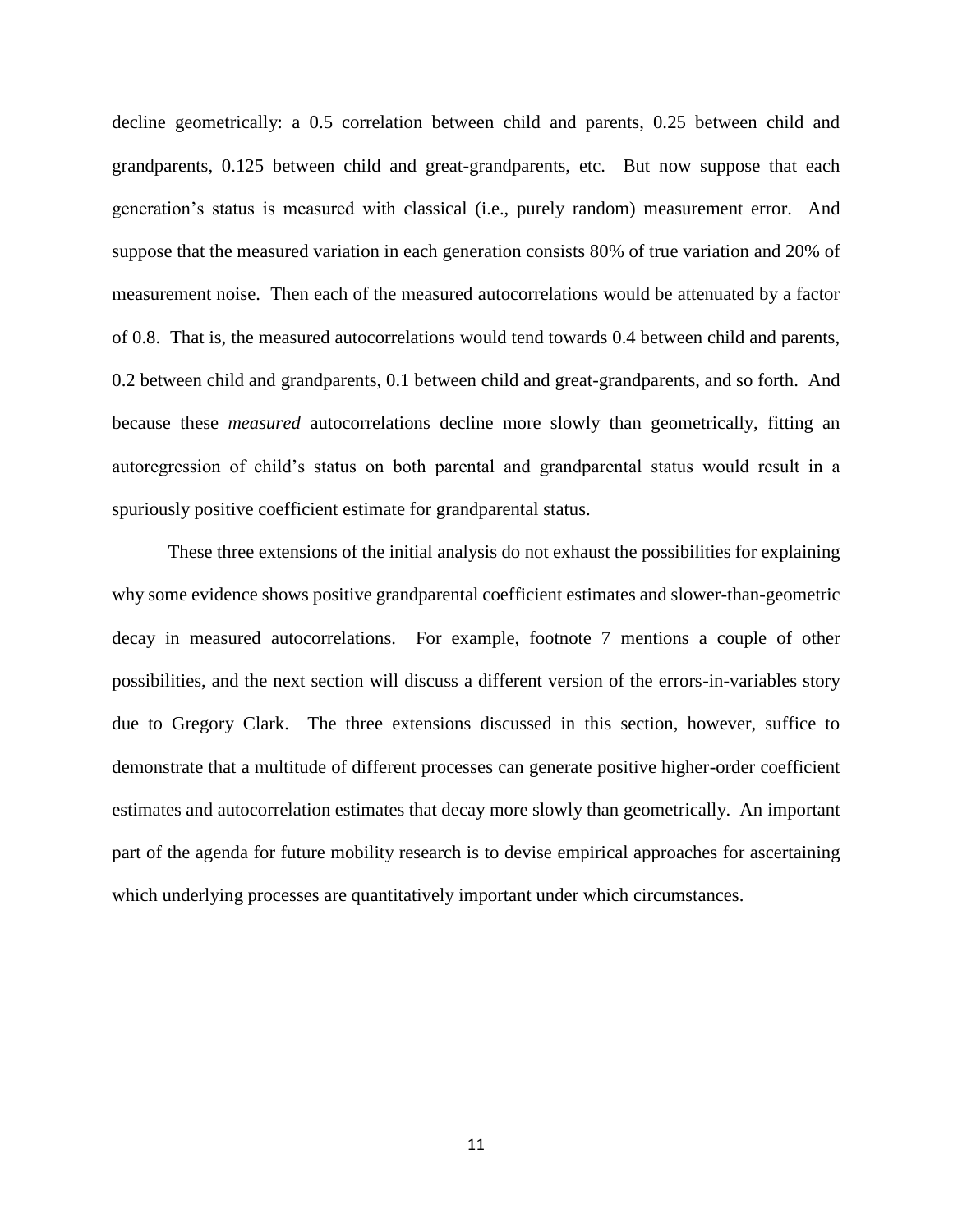decline geometrically: a 0.5 correlation between child and parents, 0.25 between child and grandparents, 0.125 between child and great-grandparents, etc. But now suppose that each generation's status is measured with classical (i.e., purely random) measurement error. And suppose that the measured variation in each generation consists 80% of true variation and 20% of measurement noise. Then each of the measured autocorrelations would be attenuated by a factor of 0.8. That is, the measured autocorrelations would tend towards 0.4 between child and parents, 0.2 between child and grandparents, 0.1 between child and great-grandparents, and so forth. And because these *measured* autocorrelations decline more slowly than geometrically, fitting an autoregression of child's status on both parental and grandparental status would result in a spuriously positive coefficient estimate for grandparental status.

These three extensions of the initial analysis do not exhaust the possibilities for explaining why some evidence shows positive grandparental coefficient estimates and slower-than-geometric decay in measured autocorrelations. For example, footnote 7 mentions a couple of other possibilities, and the next section will discuss a different version of the errors-in-variables story due to Gregory Clark. The three extensions discussed in this section, however, suffice to demonstrate that a multitude of different processes can generate positive higher-order coefficient estimates and autocorrelation estimates that decay more slowly than geometrically. An important part of the agenda for future mobility research is to devise empirical approaches for ascertaining which underlying processes are quantitatively important under which circumstances.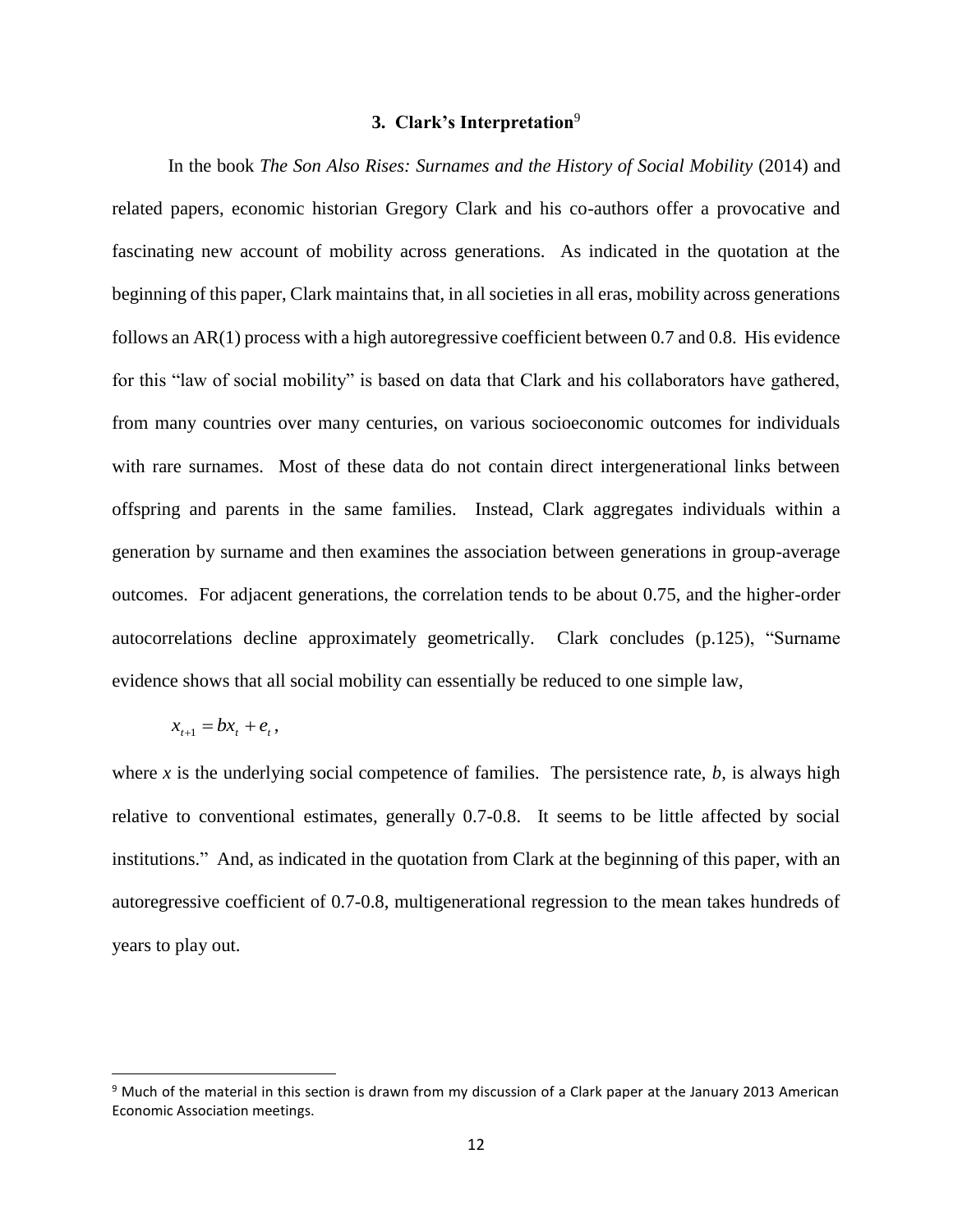## 3. Clark's Interpretation[9]

In the book *The Son Also Rises: Surnames and the History of Social Mobility* (2014) and related papers, economic historian Gregory Clark and his co-authors offer a provocative and fascinating new account of mobility across generations. As indicated in the quotation at the beginning of this paper, Clark maintains that, in all societies in all eras, mobility across generations follows an AR(1) process with a high autoregressive coefficient between 0.7 and 0.8. His evidence for this "law of social mobility" is based on data that Clark and his collaborators have gathered, from many countries over many centuries, on various socioeconomic outcomes for individuals with rare surnames. Most of these data do not contain direct intergenerational links between offspring and parents in the same families. Instead, Clark aggregates individuals within a generation by surname and then examines the association between generations in group-average outcomes. For adjacent generations, the correlation tends to be about 0.75, and the higher-order autocorrelations decline approximately geometrically. Clark concludes (p.125), "Surname evidence shows that all social mobility can essentially be reduced to one simple law,

$$x_{t+1} = bx_t + e_t,$$

where $x$ is the underlying social competence of families. The persistence rate, $b$, is always high relative to conventional estimates, generally 0.7-0.8. It seems to be little affected by social institutions." And, as indicated in the quotation from Clark at the beginning of this paper, with an autoregressive coefficient of 0.7-0.8, multigenerational regression to the mean takes hundreds of years to play out.

[9] Much of the material in this section is drawn from my discussion of a Clark paper at the January 2013 American Economic Association meetings.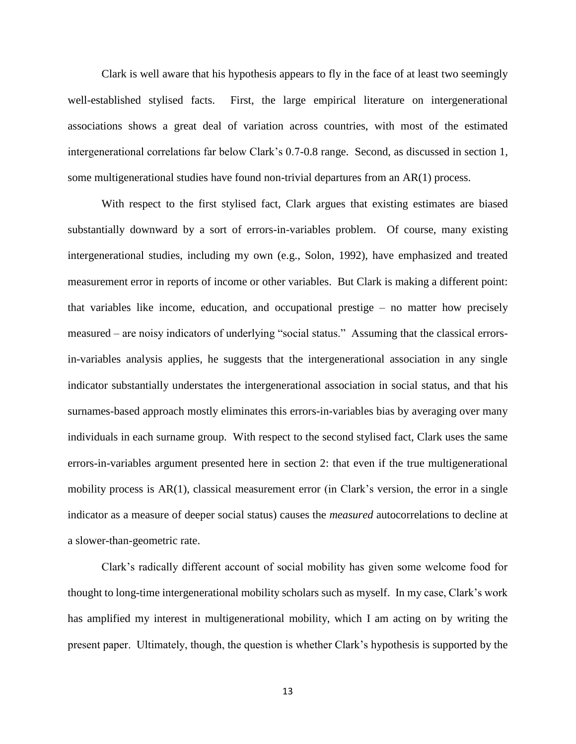Clark is well aware that his hypothesis appears to fly in the face of at least two seemingly well-established stylised facts. First, the large empirical literature on intergenerational associations shows a great deal of variation across countries, with most of the estimated intergenerational correlations far below Clark's 0.7-0.8 range. Second, as discussed in section 1, some multigenerational studies have found non-trivial departures from an AR(1) process.

With respect to the first stylised fact, Clark argues that existing estimates are biased substantially downward by a sort of errors-in-variables problem. Of course, many existing intergenerational studies, including my own (e.g., Solon, 1992), have emphasized and treated measurement error in reports of income or other variables. But Clark is making a different point: that variables like income, education, and occupational prestige – no matter how precisely measured – are noisy indicators of underlying "social status." Assuming that the classical errors-in-variables analysis applies, he suggests that the intergenerational association in any single indicator substantially understates the intergenerational association in social status, and that his surnames-based approach mostly eliminates this errors-in-variables bias by averaging over many individuals in each surname group. With respect to the second stylised fact, Clark uses the same errors-in-variables argument presented here in section 2: that even if the true multigenerational mobility process is AR(1), classical measurement error (in Clark's version, the error in a single indicator as a measure of deeper social status) causes the *measured* autocorrelations to decline at a slower-than-geometric rate.

Clark's radically different account of social mobility has given some welcome food for thought to long-time intergenerational mobility scholars such as myself. In my case, Clark's work has amplified my interest in multigenerational mobility, which I am acting on by writing the present paper. Ultimately, though, the question is whether Clark's hypothesis is supported by the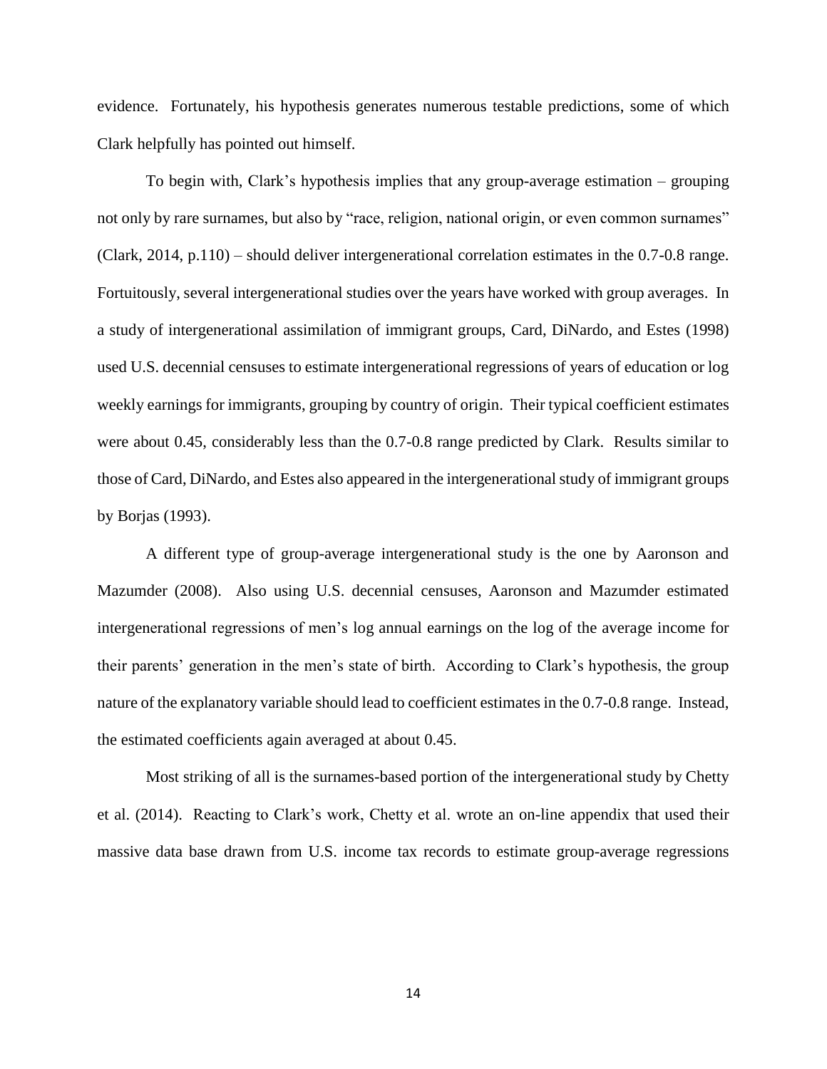evidence. Fortunately, his hypothesis generates numerous testable predictions, some of which Clark helpfully has pointed out himself.

To begin with, Clark's hypothesis implies that any group-average estimation – grouping not only by rare surnames, but also by "race, religion, national origin, or even common surnames" (Clark, 2014, p.110) – should deliver intergenerational correlation estimates in the 0.7-0.8 range. Fortuitously, several intergenerational studies over the years have worked with group averages. In a study of intergenerational assimilation of immigrant groups, Card, DiNardo, and Estes (1998) used U.S. decennial censuses to estimate intergenerational regressions of years of education or log weekly earnings for immigrants, grouping by country of origin. Their typical coefficient estimates were about 0.45, considerably less than the 0.7-0.8 range predicted by Clark. Results similar to those of Card, DiNardo, and Estes also appeared in the intergenerational study of immigrant groups by Borjas (1993).

A different type of group-average intergenerational study is the one by Aaronson and Mazumder (2008). Also using U.S. decennial censuses, Aaronson and Mazumder estimated intergenerational regressions of men's log annual earnings on the log of the average income for their parents' generation in the men's state of birth. According to Clark's hypothesis, the group nature of the explanatory variable should lead to coefficient estimates in the 0.7-0.8 range. Instead, the estimated coefficients again averaged at about 0.45.

Most striking of all is the surnames-based portion of the intergenerational study by Chetty et al. (2014). Reacting to Clark's work, Chetty et al. wrote an on-line appendix that used their massive data base drawn from U.S. income tax records to estimate group-average regressions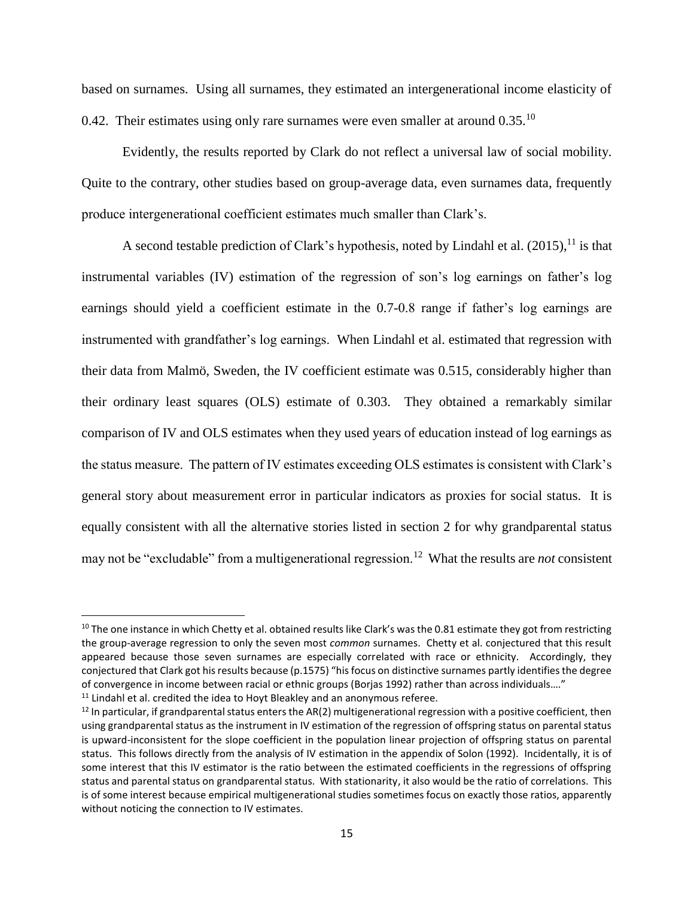based on surnames. Using all surnames, they estimated an intergenerational income elasticity of 0.42. Their estimates using only rare surnames were even smaller at around 0.35.[10]

Evidently, the results reported by Clark do not reflect a universal law of social mobility. Quite to the contrary, other studies based on group-average data, even surnames data, frequently produce intergenerational coefficient estimates much smaller than Clark's.

A second testable prediction of Clark's hypothesis, noted by Lindahl et al. (2015),[11] is that instrumental variables (IV) estimation of the regression of son's log earnings on father's log earnings should yield a coefficient estimate in the 0.7-0.8 range if father's log earnings are instrumented with grandfather's log earnings. When Lindahl et al. estimated that regression with their data from Malmö, Sweden, the IV coefficient estimate was 0.515, considerably higher than their ordinary least squares (OLS) estimate of 0.303. They obtained a remarkably similar comparison of IV and OLS estimates when they used years of education instead of log earnings as the status measure. The pattern of IV estimates exceeding OLS estimates is consistent with Clark's general story about measurement error in particular indicators as proxies for social status. It is equally consistent with all the alternative stories listed in section 2 for why grandparental status may not be "excludable" from a multigenerational regression.[12] What the results are *not* consistent

---

[10] The one instance in which Chetty et al. obtained results like Clark's was the 0.81 estimate they got from restricting the group-average regression to only the seven most *common* surnames. Chetty et al. conjectured that this result appeared because those seven surnames are especially correlated with race or ethnicity. Accordingly, they conjectured that Clark got his results because (p.1575) "his focus on distinctive surnames partly identifies the degree of convergence in income between racial or ethnic groups (Borjas 1992) rather than across individuals…."

[11] Lindahl et al. credited the idea to Hoyt Bleakley and an anonymous referee.

[12] In particular, if grandparental status enters the AR(2) multigenerational regression with a positive coefficient, then using grandparental status as the instrument in IV estimation of the regression of offspring status on parental status is upward-inconsistent for the slope coefficient in the population linear projection of offspring status on parental status. This follows directly from the analysis of IV estimation in the appendix of Solon (1992). Incidentally, it is of some interest that this IV estimator is the ratio between the estimated coefficients in the regressions of offspring status and parental status on grandparental status. With stationarity, it also would be the ratio of correlations. This is of some interest because empirical multigenerational studies sometimes focus on exactly those ratios, apparently without noticing the connection to IV estimates.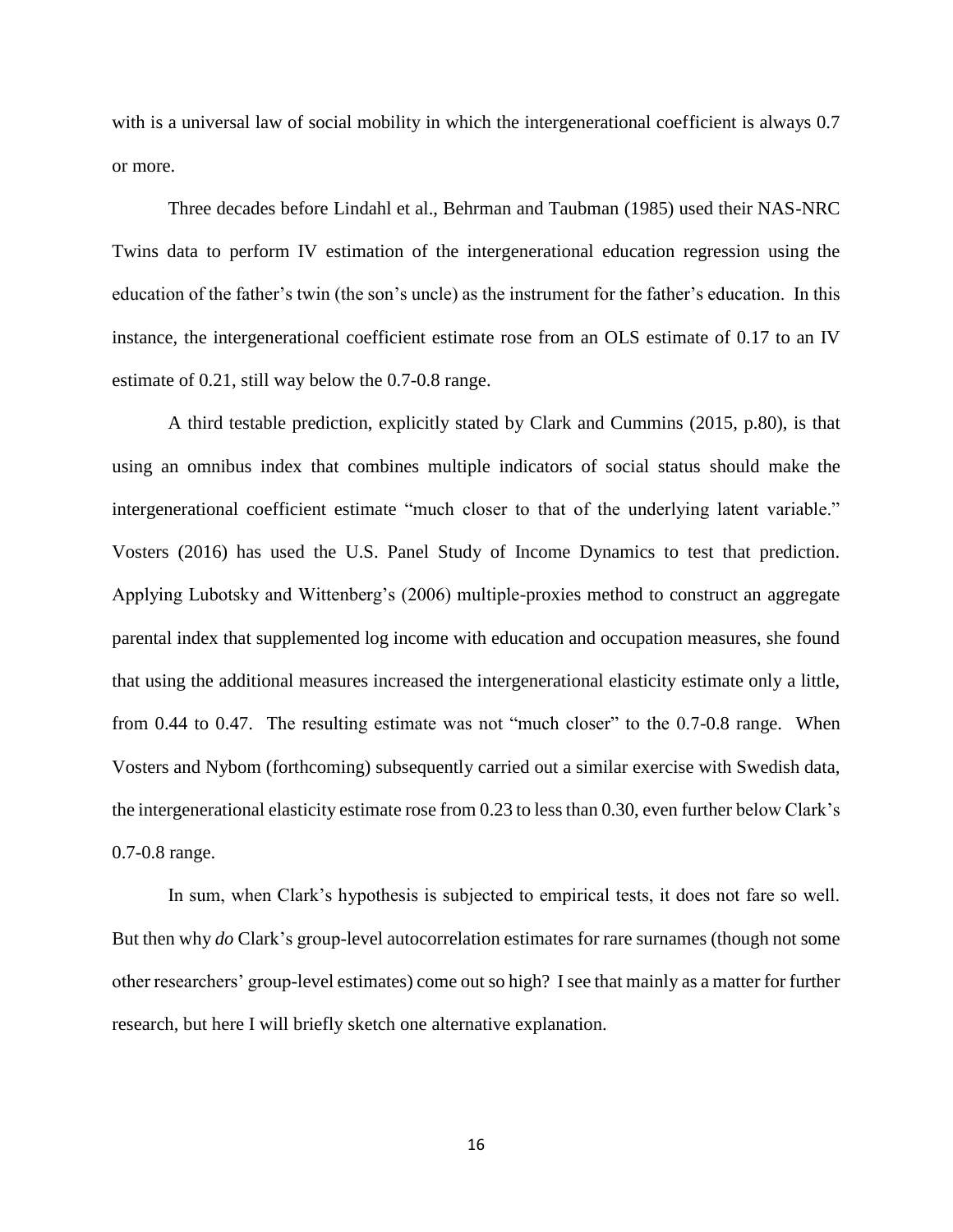with is a universal law of social mobility in which the intergenerational coefficient is always 0.7 or more.

Three decades before Lindahl et al., Behrman and Taubman (1985) used their NAS-NRC Twins data to perform IV estimation of the intergenerational education regression using the education of the father's twin (the son's uncle) as the instrument for the father's education. In this instance, the intergenerational coefficient estimate rose from an OLS estimate of 0.17 to an IV estimate of 0.21, still way below the 0.7-0.8 range.

A third testable prediction, explicitly stated by Clark and Cummins (2015, p.80), is that using an omnibus index that combines multiple indicators of social status should make the intergenerational coefficient estimate "much closer to that of the underlying latent variable." Vosters (2016) has used the U.S. Panel Study of Income Dynamics to test that prediction. Applying Lubotsky and Wittenberg's (2006) multiple-proxies method to construct an aggregate parental index that supplemented log income with education and occupation measures, she found that using the additional measures increased the intergenerational elasticity estimate only a little, from 0.44 to 0.47. The resulting estimate was not "much closer" to the 0.7-0.8 range. When Vosters and Nybom (forthcoming) subsequently carried out a similar exercise with Swedish data, the intergenerational elasticity estimate rose from 0.23 to less than 0.30, even further below Clark's 0.7-0.8 range.

In sum, when Clark's hypothesis is subjected to empirical tests, it does not fare so well. But then why *do* Clark's group-level autocorrelation estimates for rare surnames (though not some other researchers' group-level estimates) come out so high? I see that mainly as a matter for further research, but here I will briefly sketch one alternative explanation.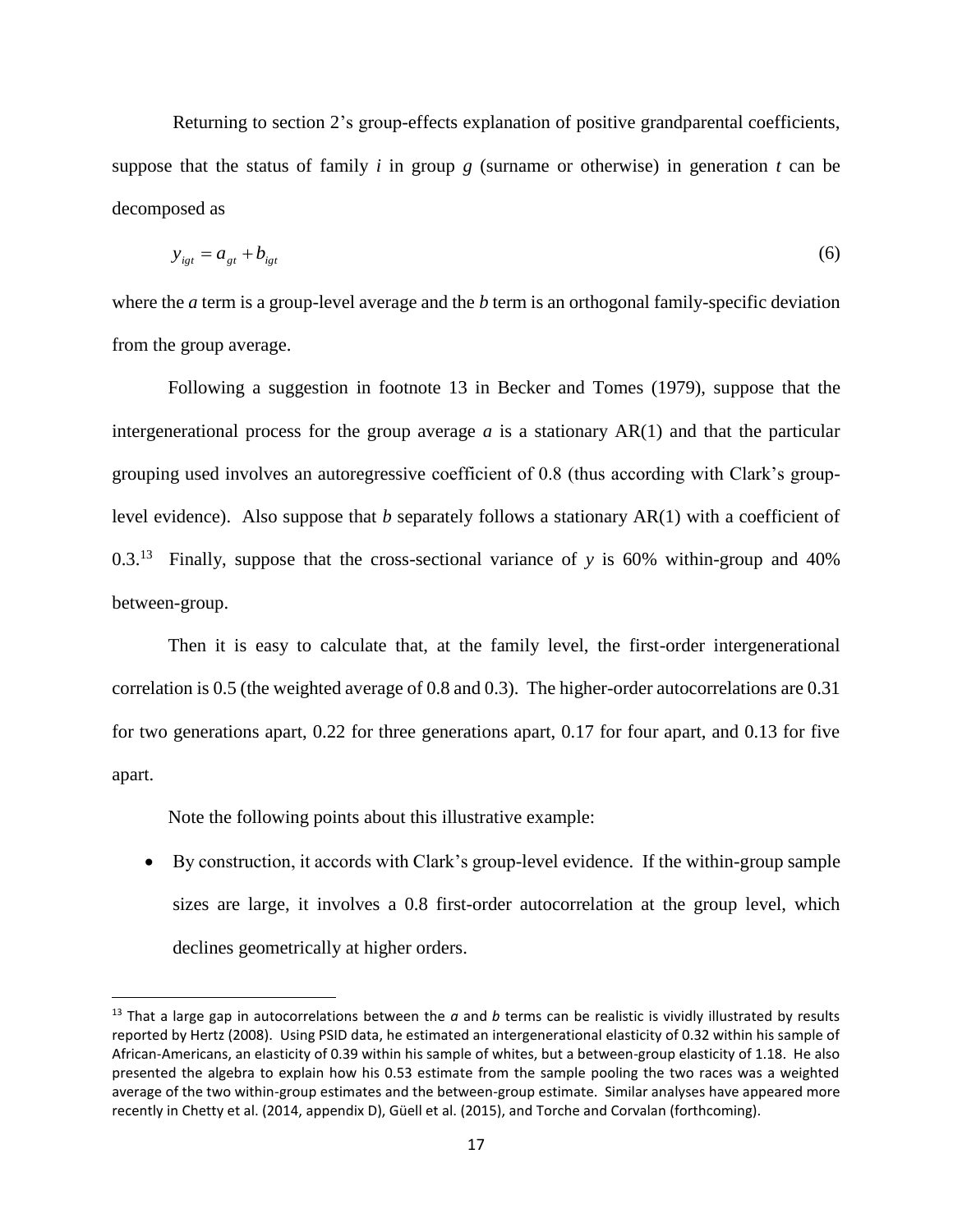Returning to section 2's group-effects explanation of positive grandparental coefficients, suppose that the status of family $i$ in group $g$ (surname or otherwise) in generation $t$ can be decomposed as

$$y_{igt} = a_{gt} + b_{igt} \tag{6}$$

where the $a$ term is a group-level average and the $b$ term is an orthogonal family-specific deviation from the group average.

Following a suggestion in footnote 13 in Becker and Tomes (1979), suppose that the intergenerational process for the group average $a$ is a stationary AR(1) and that the particular grouping used involves an autoregressive coefficient of 0.8 (thus according with Clark's group-level evidence). Also suppose that $b$ separately follows a stationary AR(1) with a coefficient of 0.3.[13] Finally, suppose that the cross-sectional variance of $y$ is 60% within-group and 40% between-group.

Then it is easy to calculate that, at the family level, the first-order intergenerational correlation is 0.5 (the weighted average of 0.8 and 0.3). The higher-order autocorrelations are 0.31 for two generations apart, 0.22 for three generations apart, 0.17 for four apart, and 0.13 for five apart.

Note the following points about this illustrative example:

- By construction, it accords with Clark's group-level evidence. If the within-group sample sizes are large, it involves a 0.8 first-order autocorrelation at the group level, which declines geometrically at higher orders.

[13] That a large gap in autocorrelations between the $a$ and $b$ terms can be realistic is vividly illustrated by results reported by Hertz (2008). Using PSID data, he estimated an intergenerational elasticity of 0.32 within his sample of African-Americans, an elasticity of 0.39 within his sample of whites, but a between-group elasticity of 1.18. He also presented the algebra to explain how his 0.53 estimate from the sample pooling the two races was a weighted average of the two within-group estimates and the between-group estimate. Similar analyses have appeared more recently in Chetty et al. (2014, appendix D), Güell et al. (2015), and Torche and Corvalan (forthcoming).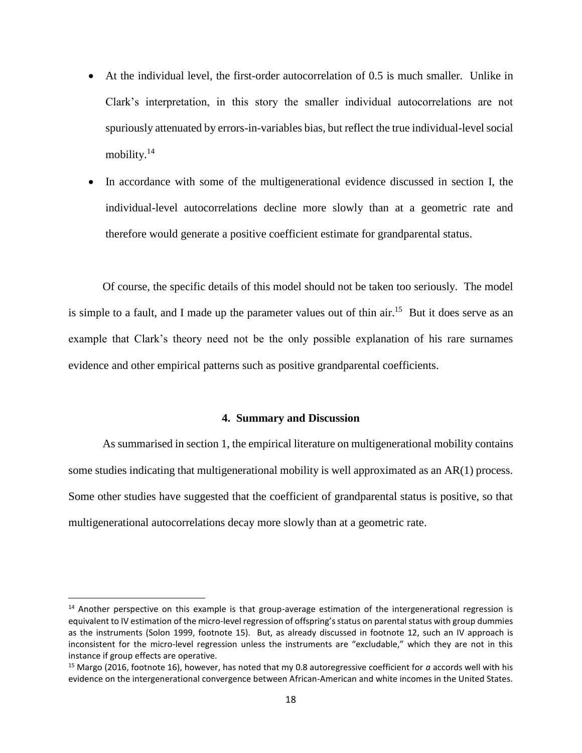- At the individual level, the first-order autocorrelation of 0.5 is much smaller. Unlike in Clark's interpretation, in this story the smaller individual autocorrelations are not spuriously attenuated by errors-in-variables bias, but reflect the true individual-level social mobility.[14]
- In accordance with some of the multigenerational evidence discussed in section I, the individual-level autocorrelations decline more slowly than at a geometric rate and therefore would generate a positive coefficient estimate for grandparental status.

Of course, the specific details of this model should not be taken too seriously. The model is simple to a fault, and I made up the parameter values out of thin air.[15] But it does serve as an example that Clark's theory need not be the only possible explanation of his rare surnames evidence and other empirical patterns such as positive grandparental coefficients.

### 4. Summary and Discussion

As summarised in section 1, the empirical literature on multigenerational mobility contains some studies indicating that multigenerational mobility is well approximated as an AR(1) process. Some other studies have suggested that the coefficient of grandparental status is positive, so that multigenerational autocorrelations decay more slowly than at a geometric rate.

---

[14] Another perspective on this example is that group-average estimation of the intergenerational regression is equivalent to IV estimation of the micro-level regression of offspring's status on parental status with group dummies as the instruments (Solon 1999, footnote 15). But, as already discussed in footnote 12, such an IV approach is inconsistent for the micro-level regression unless the instruments are "excludable," which they are not in this instance if group effects are operative.

[15] Margo (2016, footnote 16), however, has noted that my 0.8 autoregressive coefficient for $a$ accords well with his evidence on the intergenerational convergence between African-American and white incomes in the United States.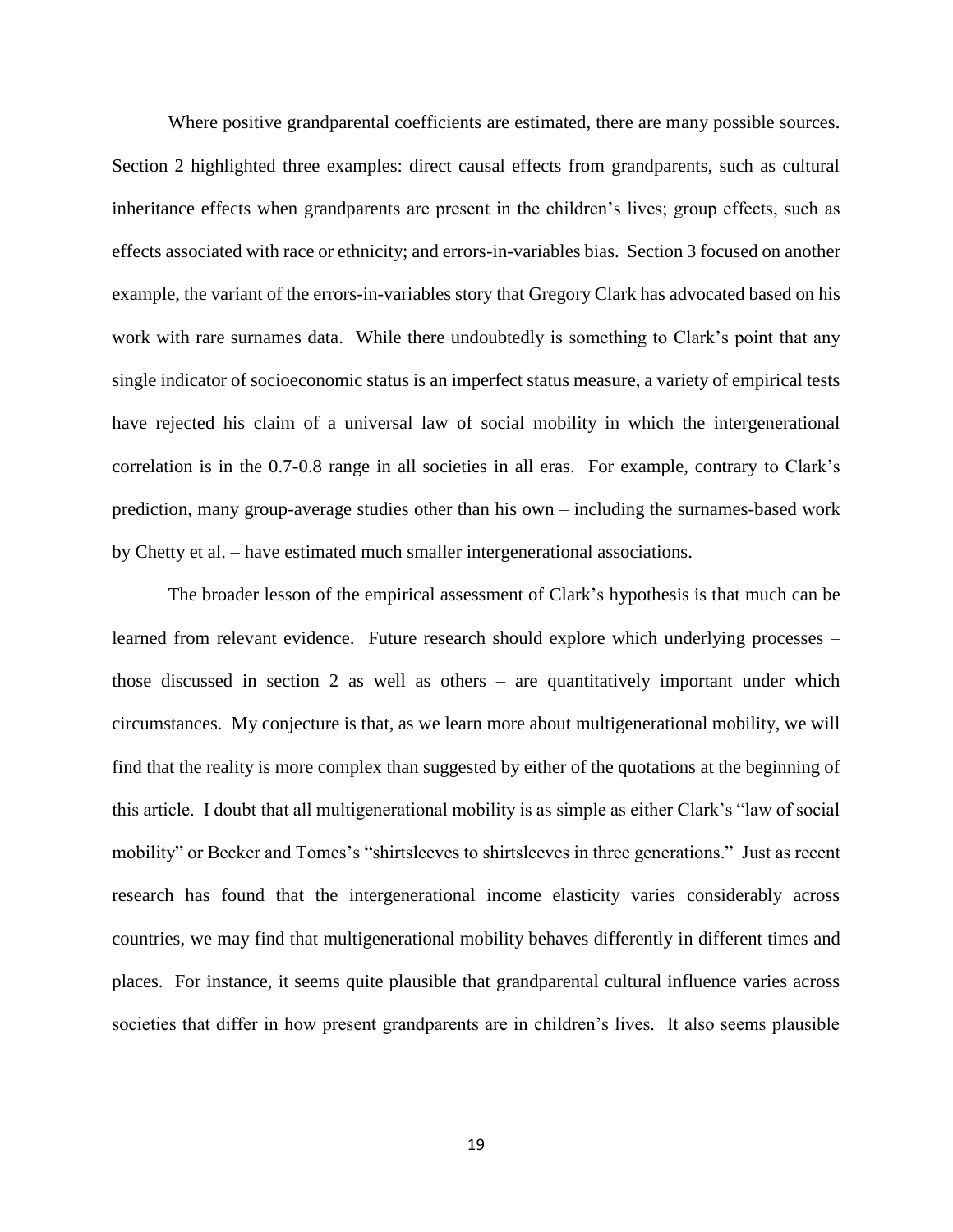Where positive grandparental coefficients are estimated, there are many possible sources. Section 2 highlighted three examples: direct causal effects from grandparents, such as cultural inheritance effects when grandparents are present in the children's lives; group effects, such as effects associated with race or ethnicity; and errors-in-variables bias. Section 3 focused on another example, the variant of the errors-in-variables story that Gregory Clark has advocated based on his work with rare surnames data. While there undoubtedly is something to Clark's point that any single indicator of socioeconomic status is an imperfect status measure, a variety of empirical tests have rejected his claim of a universal law of social mobility in which the intergenerational correlation is in the 0.7-0.8 range in all societies in all eras. For example, contrary to Clark's prediction, many group-average studies other than his own – including the surnames-based work by Chetty et al. – have estimated much smaller intergenerational associations.

The broader lesson of the empirical assessment of Clark's hypothesis is that much can be learned from relevant evidence. Future research should explore which underlying processes – those discussed in section 2 as well as others – are quantitatively important under which circumstances. My conjecture is that, as we learn more about multigenerational mobility, we will find that the reality is more complex than suggested by either of the quotations at the beginning of this article. I doubt that all multigenerational mobility is as simple as either Clark's "law of social mobility" or Becker and Tomes's "shirtsleeves to shirtsleeves in three generations." Just as recent research has found that the intergenerational income elasticity varies considerably across countries, we may find that multigenerational mobility behaves differently in different times and places. For instance, it seems quite plausible that grandparental cultural influence varies across societies that differ in how present grandparents are in children's lives. It also seems plausible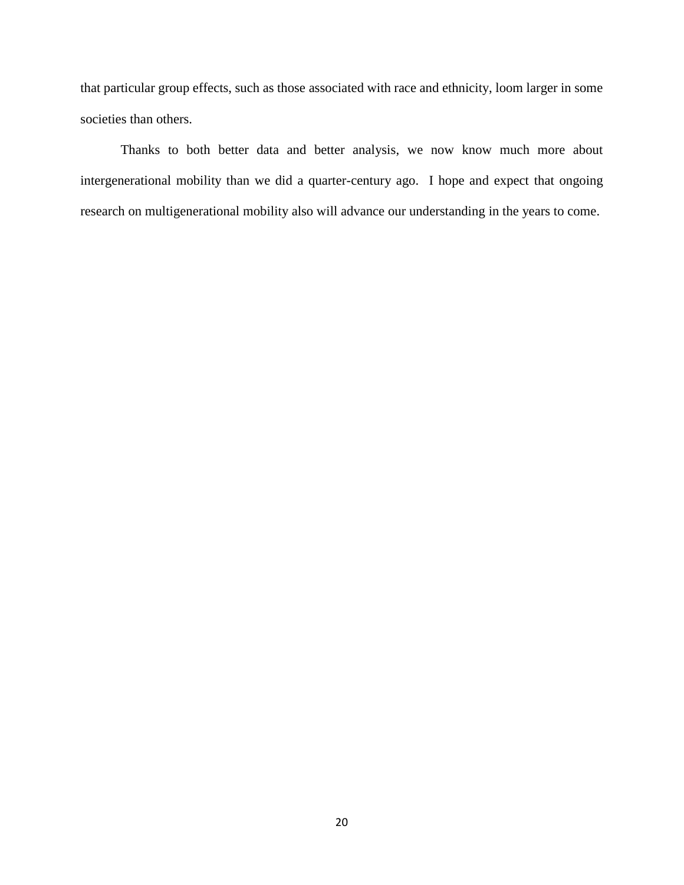that particular group effects, such as those associated with race and ethnicity, loom larger in some societies than others.

Thanks to both better data and better analysis, we now know much more about intergenerational mobility than we did a quarter-century ago. I hope and expect that ongoing research on multigenerational mobility also will advance our understanding in the years to come.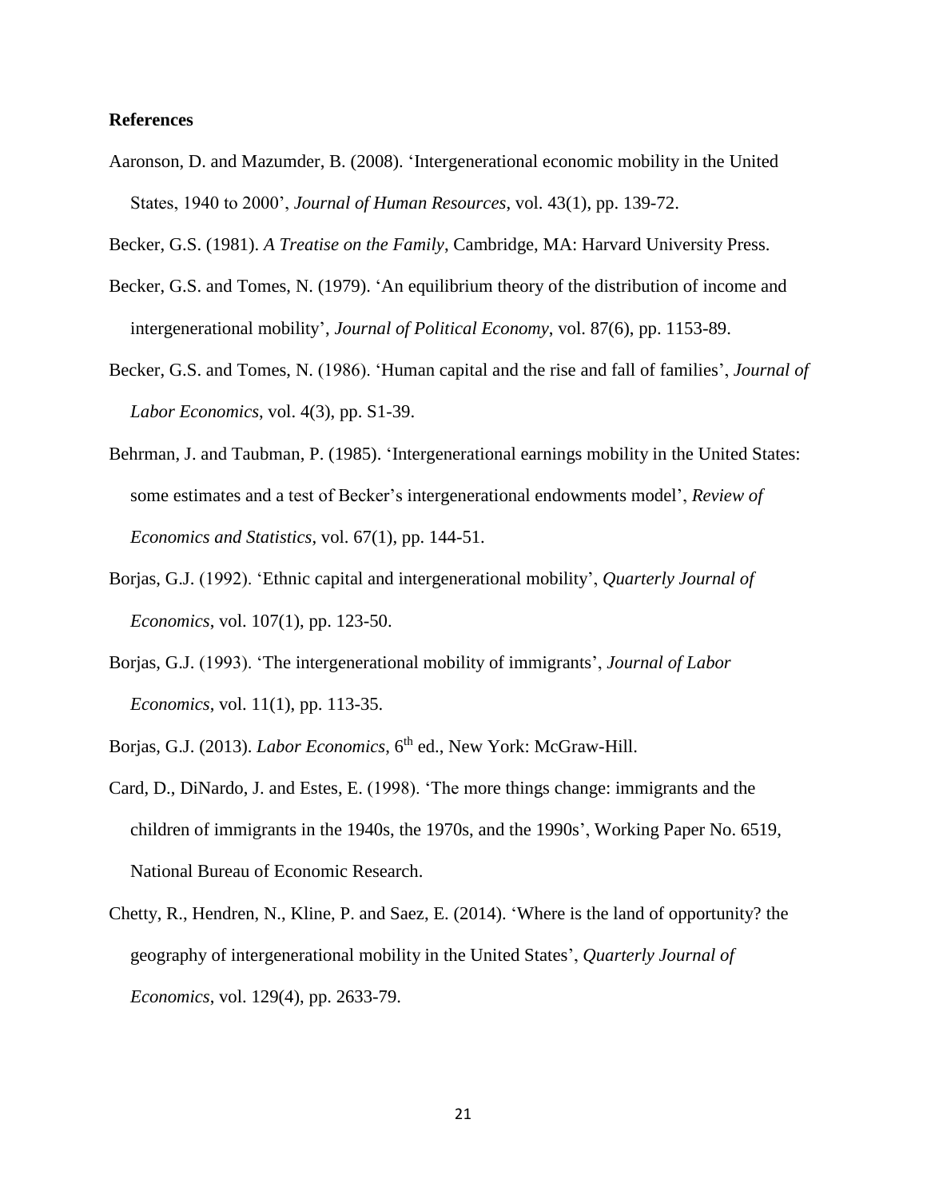**References**

Aaronson, D. and Mazumder, B. (2008). 'Intergenerational economic mobility in the United States, 1940 to 2000', *Journal of Human Resources*, vol. 43(1), pp. 139-72.

Becker, G.S. (1981). *A Treatise on the Family*, Cambridge, MA: Harvard University Press.

Becker, G.S. and Tomes, N. (1979). 'An equilibrium theory of the distribution of income and intergenerational mobility', *Journal of Political Economy*, vol. 87(6), pp. 1153-89.

Becker, G.S. and Tomes, N. (1986). 'Human capital and the rise and fall of families', *Journal of Labor Economics*, vol. 4(3), pp. S1-39.

Behrman, J. and Taubman, P. (1985). 'Intergenerational earnings mobility in the United States: some estimates and a test of Becker's intergenerational endowments model', *Review of Economics and Statistics*, vol. 67(1), pp. 144-51.

Borjas, G.J. (1992). 'Ethnic capital and intergenerational mobility', *Quarterly Journal of Economics*, vol. 107(1), pp. 123-50.

Borjas, G.J. (1993). 'The intergenerational mobility of immigrants', *Journal of Labor Economics*, vol. 11(1), pp. 113-35.

Borjas, G.J. (2013). *Labor Economics*, 6th ed., New York: McGraw-Hill.

Card, D., DiNardo, J. and Estes, E. (1998). 'The more things change: immigrants and the children of immigrants in the 1940s, the 1970s, and the 1990s', Working Paper No. 6519, National Bureau of Economic Research.

Chetty, R., Hendren, N., Kline, P. and Saez, E. (2014). 'Where is the land of opportunity? the geography of intergenerational mobility in the United States', *Quarterly Journal of Economics*, vol. 129(4), pp. 2633-79.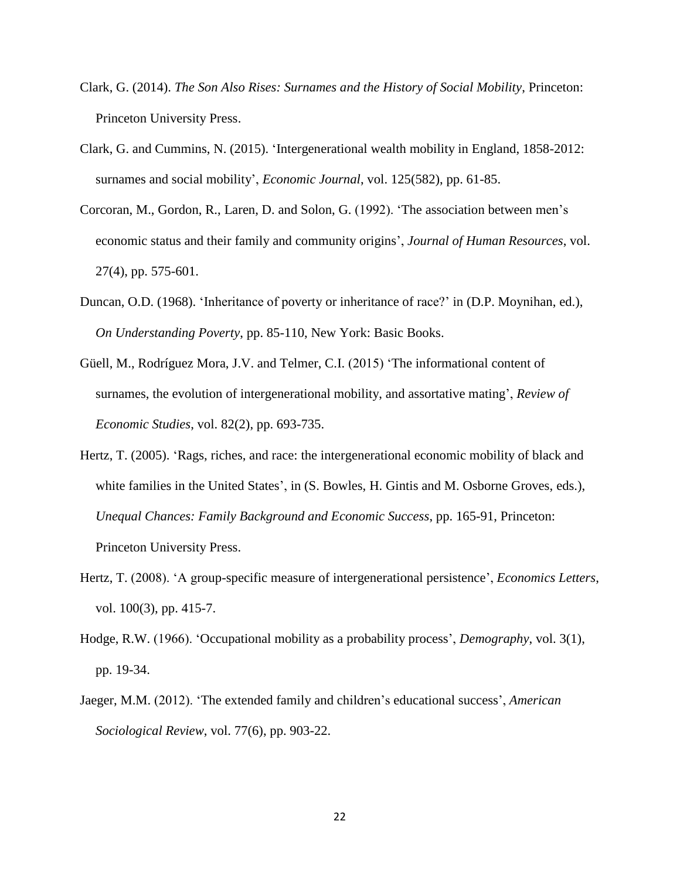Clark, G. (2014). *The Son Also Rises: Surnames and the History of Social Mobility*, Princeton: Princeton University Press.

Clark, G. and Cummins, N. (2015). 'Intergenerational wealth mobility in England, 1858-2012: surnames and social mobility', *Economic Journal*, vol. 125(582), pp. 61-85.

Corcoran, M., Gordon, R., Laren, D. and Solon, G. (1992). 'The association between men's economic status and their family and community origins', *Journal of Human Resources*, vol. 27(4), pp. 575-601.

Duncan, O.D. (1968). 'Inheritance of poverty or inheritance of race?' in (D.P. Moynihan, ed.), *On Understanding Poverty*, pp. 85-110, New York: Basic Books.

Güell, M., Rodríguez Mora, J.V. and Telmer, C.I. (2015) 'The informational content of surnames, the evolution of intergenerational mobility, and assortative mating', *Review of Economic Studies*, vol. 82(2), pp. 693-735.

Hertz, T. (2005). 'Rags, riches, and race: the intergenerational economic mobility of black and white families in the United States', in (S. Bowles, H. Gintis and M. Osborne Groves, eds.), *Unequal Chances: Family Background and Economic Success*, pp. 165-91, Princeton: Princeton University Press.

Hertz, T. (2008). 'A group-specific measure of intergenerational persistence', *Economics Letters*, vol. 100(3), pp. 415-7.

Hodge, R.W. (1966). 'Occupational mobility as a probability process', *Demography*, vol. 3(1), pp. 19-34.

Jaeger, M.M. (2012). 'The extended family and children's educational success', *American Sociological Review*, vol. 77(6), pp. 903-22.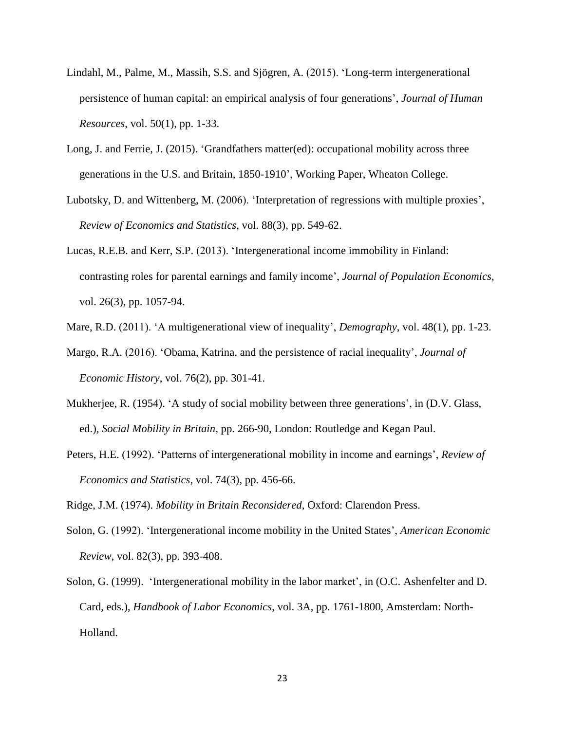Lindahl, M., Palme, M., Massih, S.S. and Sjögren, A. (2015). 'Long-term intergenerational persistence of human capital: an empirical analysis of four generations', *Journal of Human Resources*, vol. 50(1), pp. 1-33.

Long, J. and Ferrie, J. (2015). 'Grandfathers matter(ed): occupational mobility across three generations in the U.S. and Britain, 1850-1910', Working Paper, Wheaton College.

Lubotsky, D. and Wittenberg, M. (2006). 'Interpretation of regressions with multiple proxies', *Review of Economics and Statistics*, vol. 88(3), pp. 549-62.

Lucas, R.E.B. and Kerr, S.P. (2013). 'Intergenerational income immobility in Finland: contrasting roles for parental earnings and family income', *Journal of Population Economics*, vol. 26(3), pp. 1057-94.

Mare, R.D. (2011). 'A multigenerational view of inequality', *Demography*, vol. 48(1), pp. 1-23.

Margo, R.A. (2016). 'Obama, Katrina, and the persistence of racial inequality', *Journal of Economic History*, vol. 76(2), pp. 301-41.

Mukherjee, R. (1954). 'A study of social mobility between three generations', in (D.V. Glass, ed.), *Social Mobility in Britain*, pp. 266-90, London: Routledge and Kegan Paul.

Peters, H.E. (1992). 'Patterns of intergenerational mobility in income and earnings', *Review of Economics and Statistics*, vol. 74(3), pp. 456-66.

Ridge, J.M. (1974). *Mobility in Britain Reconsidered*, Oxford: Clarendon Press.

Solon, G. (1992). 'Intergenerational income mobility in the United States', *American Economic Review*, vol. 82(3), pp. 393-408.

Solon, G. (1999). 'Intergenerational mobility in the labor market', in (O.C. Ashenfelter and D. Card, eds.), *Handbook of Labor Economics*, vol. 3A, pp. 1761-1800, Amsterdam: North-Holland.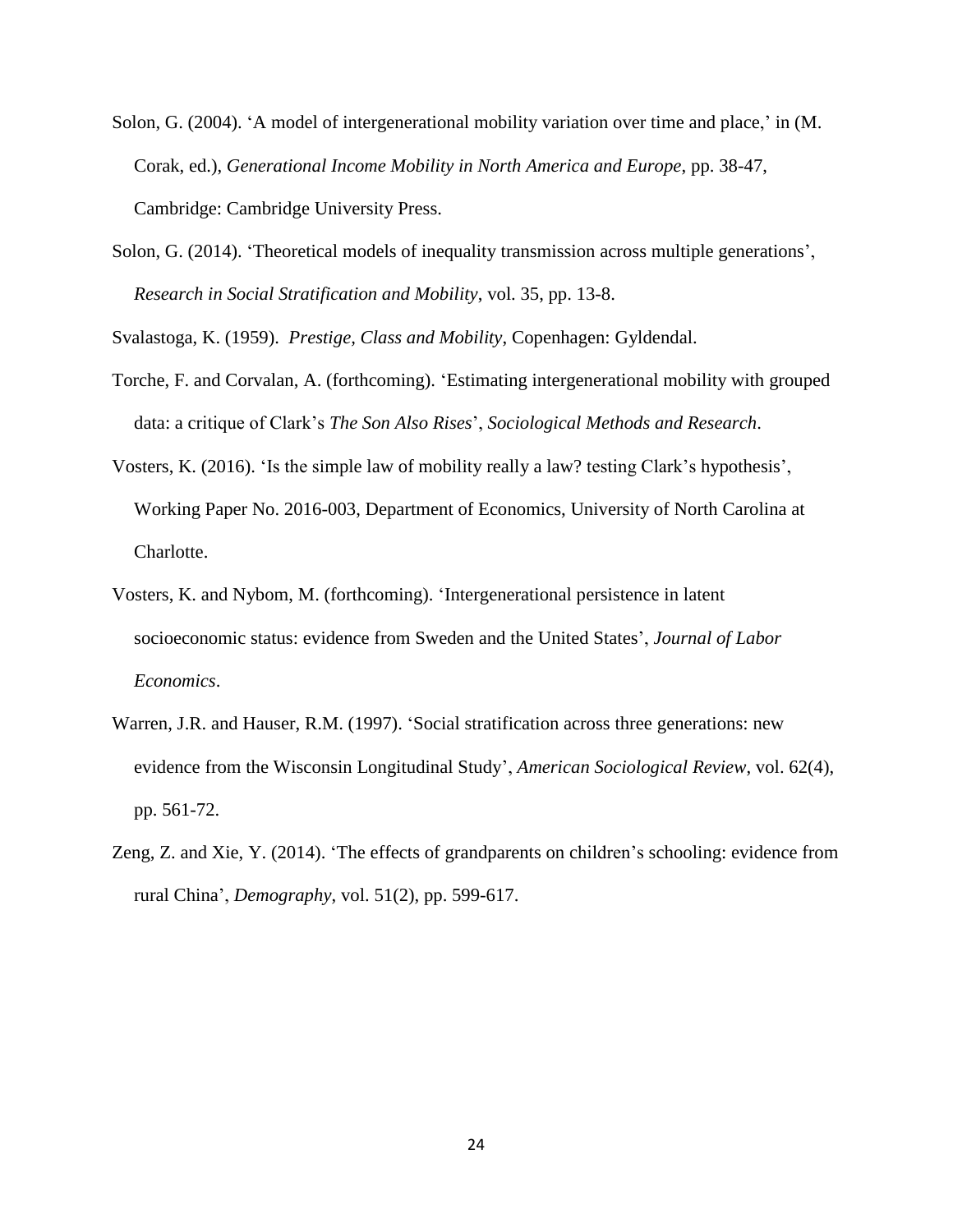Solon, G. (2004). 'A model of intergenerational mobility variation over time and place,' in (M. Corak, ed.), *Generational Income Mobility in North America and Europe*, pp. 38-47, Cambridge: Cambridge University Press.

Solon, G. (2014). 'Theoretical models of inequality transmission across multiple generations', *Research in Social Stratification and Mobility*, vol. 35, pp. 13-8.

Svalastoga, K. (1959). *Prestige, Class and Mobility*, Copenhagen: Gyldendal.

Torche, F. and Corvalan, A. (forthcoming). 'Estimating intergenerational mobility with grouped data: a critique of Clark's *The Son Also Rises*', *Sociological Methods and Research*.

Vosters, K. (2016). 'Is the simple law of mobility really a law? testing Clark's hypothesis', Working Paper No. 2016-003, Department of Economics, University of North Carolina at Charlotte.

Vosters, K. and Nybom, M. (forthcoming). 'Intergenerational persistence in latent socioeconomic status: evidence from Sweden and the United States', *Journal of Labor Economics*.

Warren, J.R. and Hauser, R.M. (1997). 'Social stratification across three generations: new evidence from the Wisconsin Longitudinal Study', *American Sociological Review*, vol. 62(4), pp. 561-72.

Zeng, Z. and Xie, Y. (2014). 'The effects of grandparents on children's schooling: evidence from rural China', *Demography*, vol. 51(2), pp. 599-617.